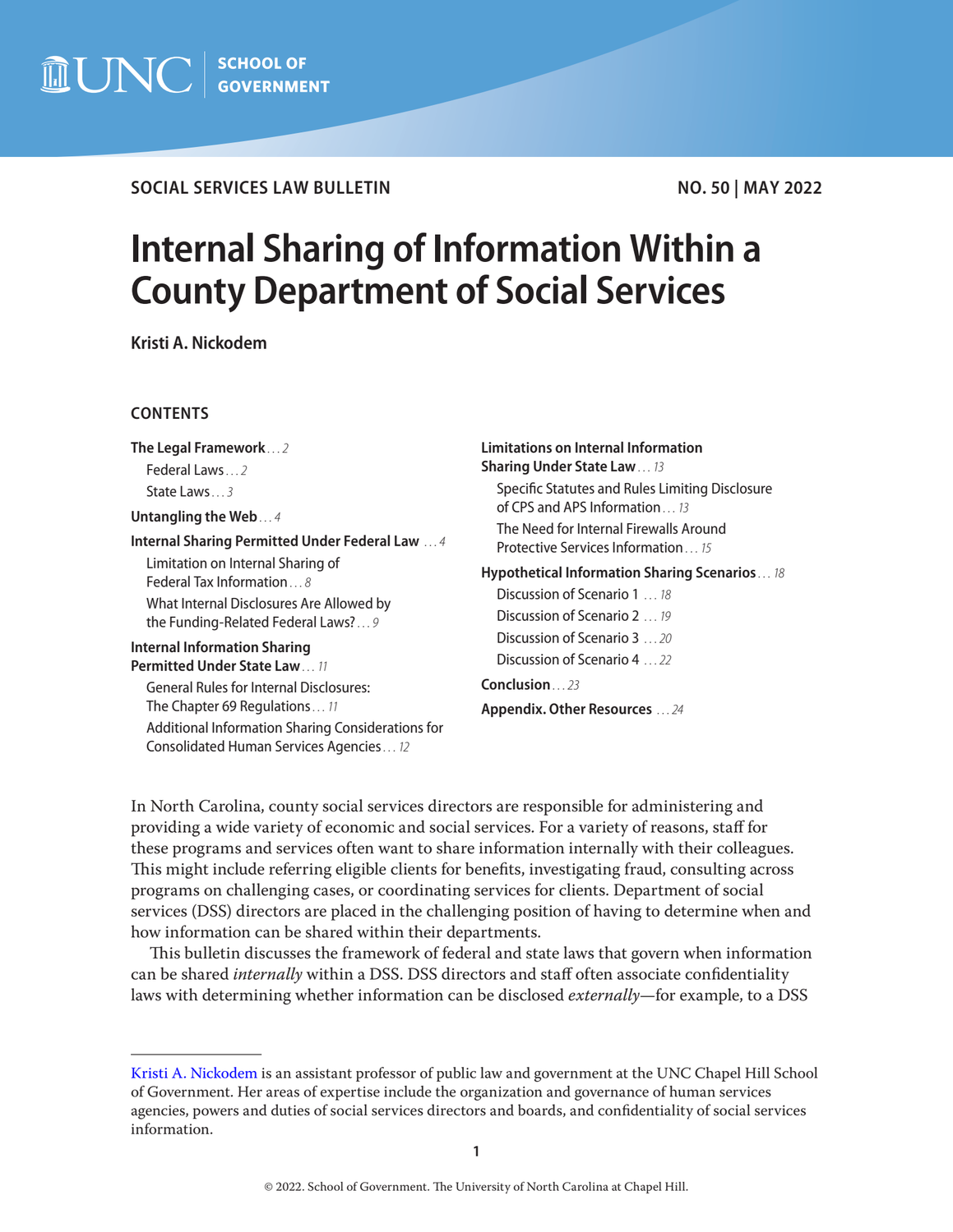SOCIAL SERVICES LAW BULLETIN — NO. 50 | MAY 2022

# Internal Sharing of Information Within a County Department of Social Services

**Kristi A. Nickodem**

## CONTENTS

- **The Legal Framework** . . . 2
  - Federal Laws . . . 2
  - State Laws . . . 3
- **Untangling the Web** . . . 4
- **Internal Sharing Permitted Under Federal Law** . . . 4
  - Limitation on Internal Sharing of Federal Tax Information . . . 8
  - What Internal Disclosures Are Allowed by the Funding-Related Federal Laws? . . . 9
- **Internal Information Sharing Permitted Under State Law** . . . 11
  - General Rules for Internal Disclosures: The Chapter 69 Regulations . . . 11
  - Additional Information Sharing Considerations for Consolidated Human Services Agencies . . . 12
- **Limitations on Internal Information Sharing Under State Law** . . . 13
  - Specific Statutes and Rules Limiting Disclosure of CPS and APS Information . . . 13
  - The Need for Internal Firewalls Around Protective Services Information . . . 15
- **Hypothetical Information Sharing Scenarios** . . . 18
  - Discussion of Scenario 1 . . . 18
  - Discussion of Scenario 2 . . . 19
  - Discussion of Scenario 3 . . . 20
  - Discussion of Scenario 4 . . . 22
- **Conclusion** . . . 23
- **Appendix. Other Resources** . . . 24

In North Carolina, county social services directors are responsible for administering and providing a wide variety of economic and social services. For a variety of reasons, staff for these programs and services often want to share information internally with their colleagues. This might include referring eligible clients for benefits, investigating fraud, consulting across programs on challenging cases, or coordinating services for clients. Department of social services (DSS) directors are placed in the challenging position of having to determine when and how information can be shared within their departments.

This bulletin discusses the framework of federal and state laws that govern when information can be shared *internally* within a DSS. DSS directors and staff often associate confidentiality laws with determining whether information can be disclosed *externally*—for example, to a DSS

---

Kristi A. Nickodem is an assistant professor of public law and government at the UNC Chapel Hill School of Government. Her areas of expertise include the organization and governance of human services agencies, powers and duties of social services directors and boards, and confidentiality of social services information.

© 2022. School of Government. The University of North Carolina at Chapel Hill.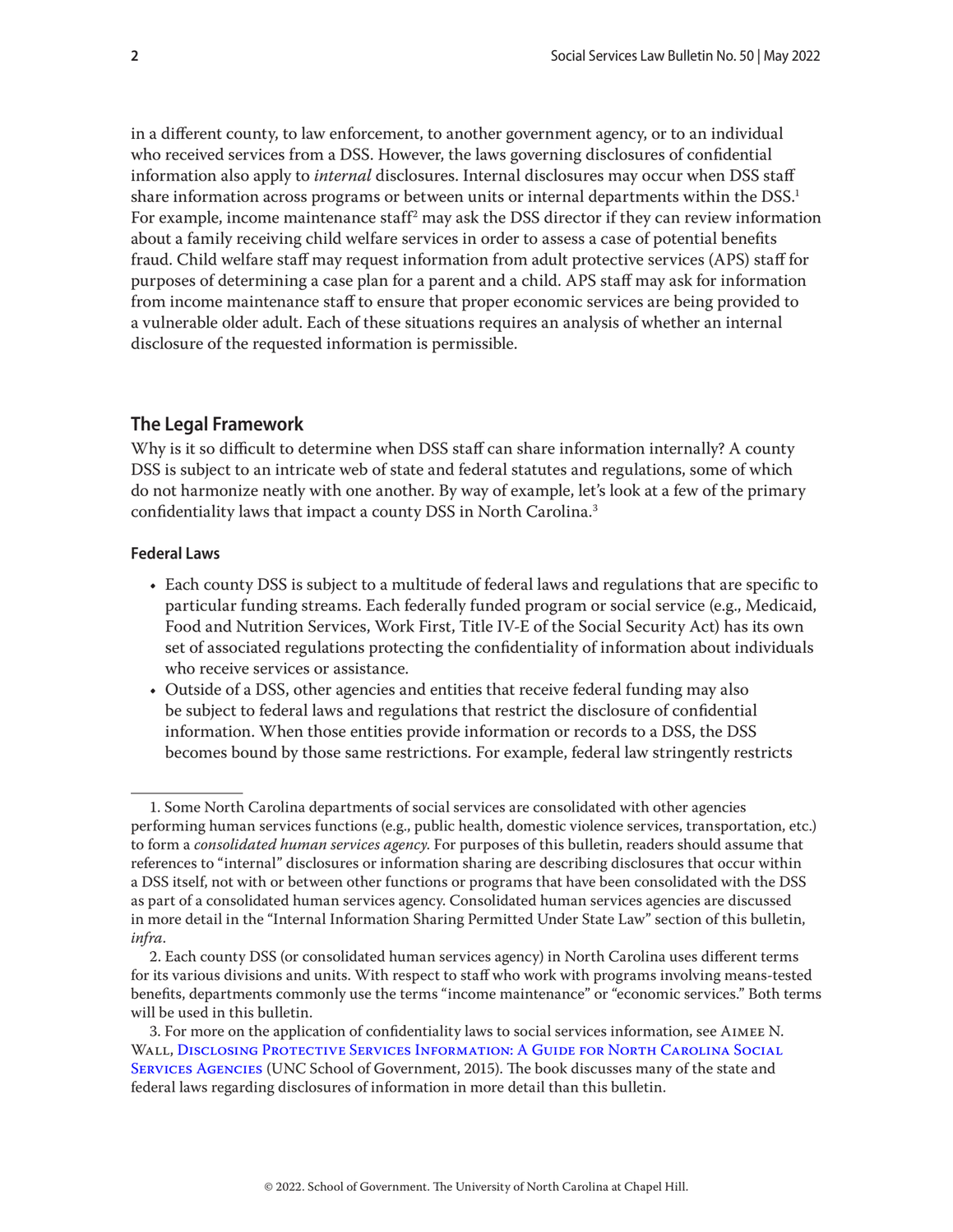in a different county, to law enforcement, to another government agency, or to an individual who received services from a DSS. However, the laws governing disclosures of confidential information also apply to *internal* disclosures. Internal disclosures may occur when DSS staff share information across programs or between units or internal departments within the DSS.[1] For example, income maintenance staff[2] may ask the DSS director if they can review information about a family receiving child welfare services in order to assess a case of potential benefits fraud. Child welfare staff may request information from adult protective services (APS) staff for purposes of determining a case plan for a parent and a child. APS staff may ask for information from income maintenance staff to ensure that proper economic services are being provided to a vulnerable older adult. Each of these situations requires an analysis of whether an internal disclosure of the requested information is permissible.

## The Legal Framework

Why is it so difficult to determine when DSS staff can share information internally? A county DSS is subject to an intricate web of state and federal statutes and regulations, some of which do not harmonize neatly with one another. By way of example, let's look at a few of the primary confidentiality laws that impact a county DSS in North Carolina.[3]

### Federal Laws

- Each county DSS is subject to a multitude of federal laws and regulations that are specific to particular funding streams. Each federally funded program or social service (e.g., Medicaid, Food and Nutrition Services, Work First, Title IV-E of the Social Security Act) has its own set of associated regulations protecting the confidentiality of information about individuals who receive services or assistance.
- Outside of a DSS, other agencies and entities that receive federal funding may also be subject to federal laws and regulations that restrict the disclosure of confidential information. When those entities provide information or records to a DSS, the DSS becomes bound by those same restrictions. For example, federal law stringently restricts

---

1. Some North Carolina departments of social services are consolidated with other agencies performing human services functions (e.g., public health, domestic violence services, transportation, etc.) to form a *consolidated human services agency*. For purposes of this bulletin, readers should assume that references to "internal" disclosures or information sharing are describing disclosures that occur within a DSS itself, not with or between other functions or programs that have been consolidated with the DSS as part of a consolidated human services agency. Consolidated human services agencies are discussed in more detail in the "Internal Information Sharing Permitted Under State Law" section of this bulletin, *infra*.

2. Each county DSS (or consolidated human services agency) in North Carolina uses different terms for its various divisions and units. With respect to staff who work with programs involving means-tested benefits, departments commonly use the terms "income maintenance" or "economic services." Both terms will be used in this bulletin.

3. For more on the application of confidentiality laws to social services information, see Aimee N. Wall, Disclosing Protective Services Information: A Guide for North Carolina Social Services Agencies (UNC School of Government, 2015). The book discusses many of the state and federal laws regarding disclosures of information in more detail than this bulletin.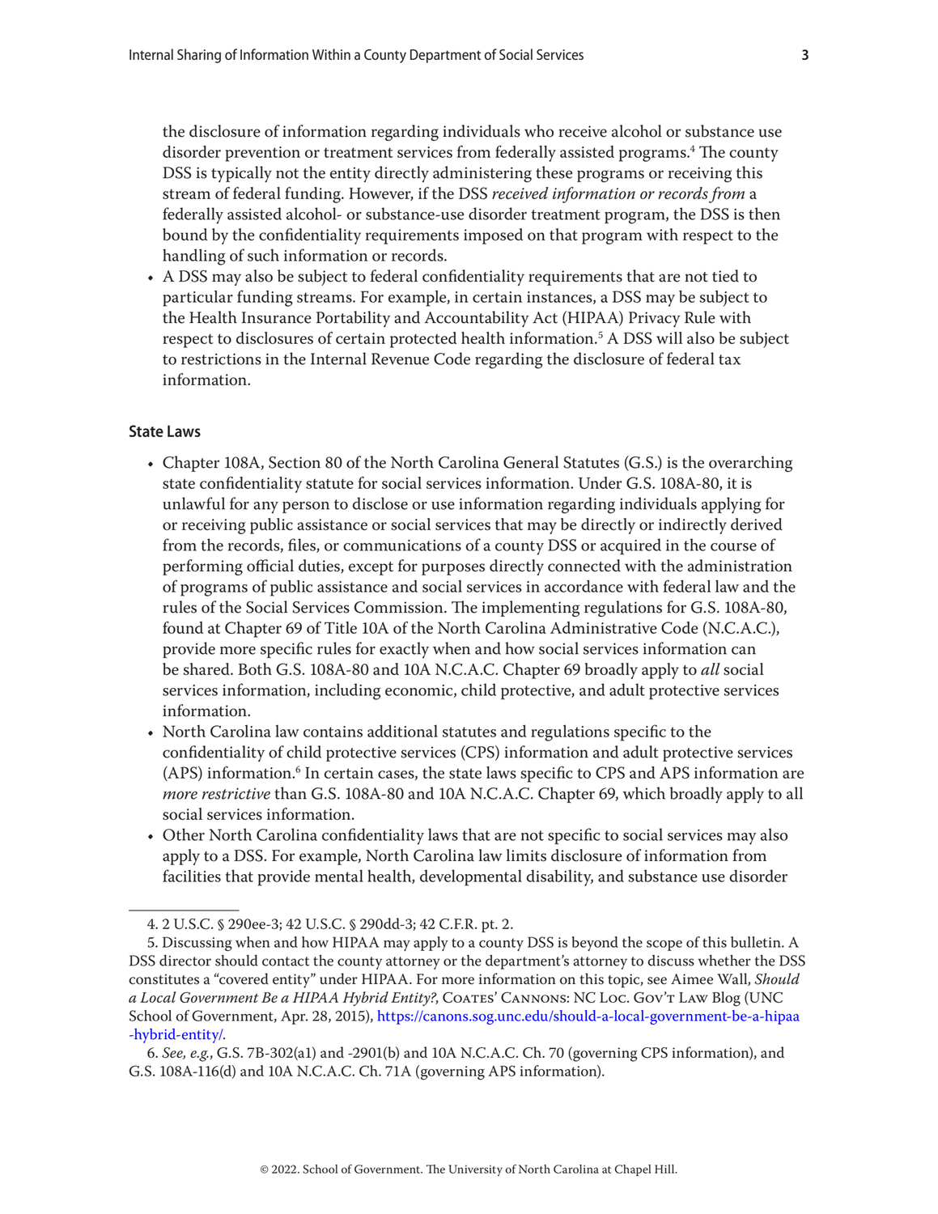- the disclosure of information regarding individuals who receive alcohol or substance use disorder prevention or treatment services from federally assisted programs.[4] The county DSS is typically not the entity directly administering these programs or receiving this stream of federal funding. However, if the DSS *received information or records from* a federally assisted alcohol- or substance-use disorder treatment program, the DSS is then bound by the confidentiality requirements imposed on that program with respect to the handling of such information or records.
- A DSS may also be subject to federal confidentiality requirements that are not tied to particular funding streams. For example, in certain instances, a DSS may be subject to the Health Insurance Portability and Accountability Act (HIPAA) Privacy Rule with respect to disclosures of certain protected health information.[5] A DSS will also be subject to restrictions in the Internal Revenue Code regarding the disclosure of federal tax information.

### State Laws

- Chapter 108A, Section 80 of the North Carolina General Statutes (G.S.) is the overarching state confidentiality statute for social services information. Under G.S. 108A-80, it is unlawful for any person to disclose or use information regarding individuals applying for or receiving public assistance or social services that may be directly or indirectly derived from the records, files, or communications of a county DSS or acquired in the course of performing official duties, except for purposes directly connected with the administration of programs of public assistance and social services in accordance with federal law and the rules of the Social Services Commission. The implementing regulations for G.S. 108A-80, found at Chapter 69 of Title 10A of the North Carolina Administrative Code (N.C.A.C.), provide more specific rules for exactly when and how social services information can be shared. Both G.S. 108A-80 and 10A N.C.A.C. Chapter 69 broadly apply to *all* social services information, including economic, child protective, and adult protective services information.
- North Carolina law contains additional statutes and regulations specific to the confidentiality of child protective services (CPS) information and adult protective services (APS) information.[6] In certain cases, the state laws specific to CPS and APS information are *more restrictive* than G.S. 108A-80 and 10A N.C.A.C. Chapter 69, which broadly apply to all social services information.
- Other North Carolina confidentiality laws that are not specific to social services may also apply to a DSS. For example, North Carolina law limits disclosure of information from facilities that provide mental health, developmental disability, and substance use disorder

---

4. 2 U.S.C. § 290ee-3; 42 U.S.C. § 290dd-3; 42 C.F.R. pt. 2.

5. Discussing when and how HIPAA may apply to a county DSS is beyond the scope of this bulletin. A DSS director should contact the county attorney or the department's attorney to discuss whether the DSS constitutes a "covered entity" under HIPAA. For more information on this topic, see Aimee Wall, *Should a Local Government Be a HIPAA Hybrid Entity?*, Coates' Cannons: NC Loc. Gov't Law Blog (UNC School of Government, Apr. 28, 2015), https://canons.sog.unc.edu/should-a-local-government-be-a-hipaa-hybrid-entity/.

6. *See, e.g.*, G.S. 7B-302(a1) and -2901(b) and 10A N.C.A.C. Ch. 70 (governing CPS information), and G.S. 108A-116(d) and 10A N.C.A.C. Ch. 71A (governing APS information).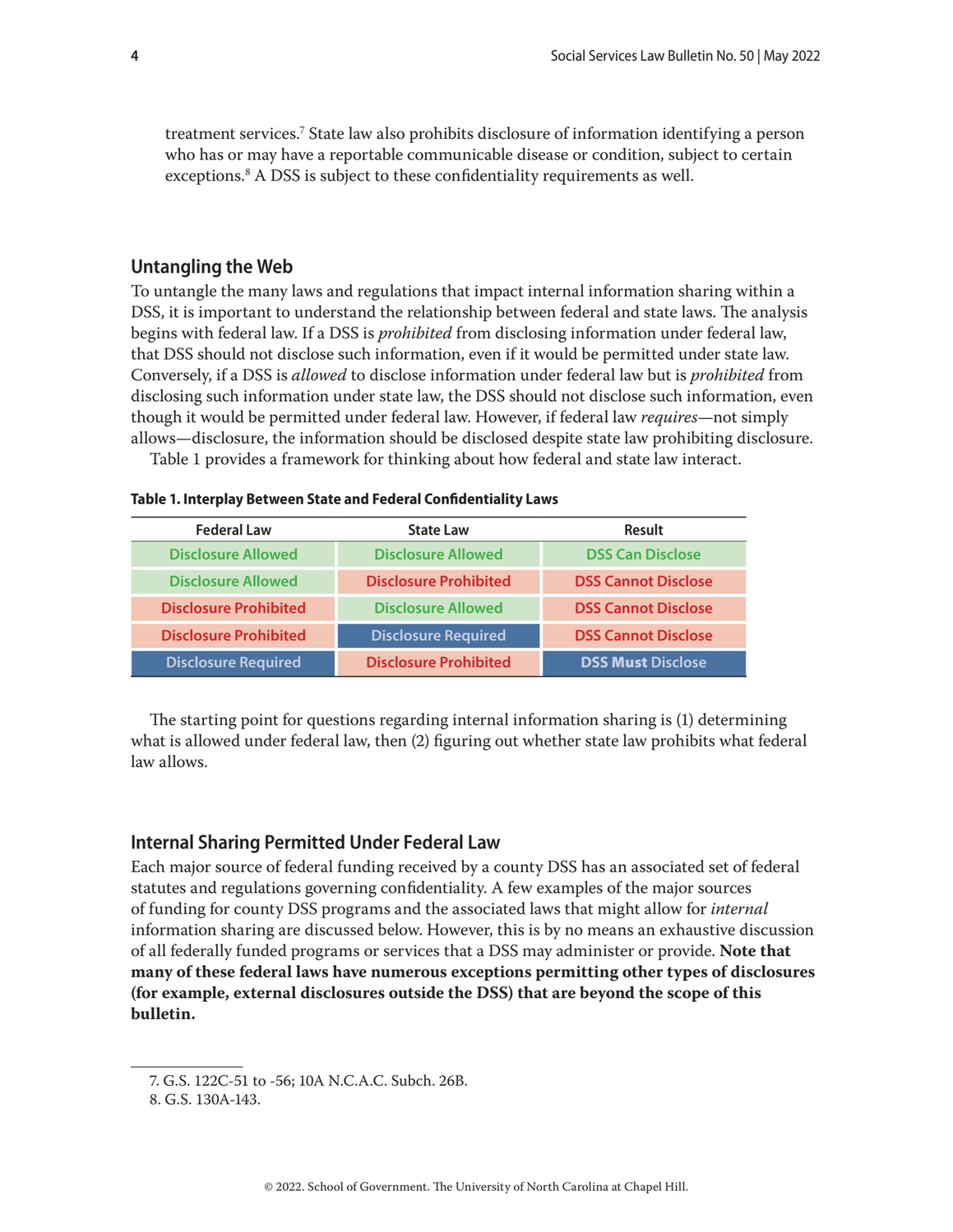treatment services.[7] State law also prohibits disclosure of information identifying a person who has or may have a reportable communicable disease or condition, subject to certain exceptions.[8] A DSS is subject to these confidentiality requirements as well.

## Untangling the Web

To untangle the many laws and regulations that impact internal information sharing within a DSS, it is important to understand the relationship between federal and state laws. The analysis begins with federal law. If a DSS is *prohibited* from disclosing information under federal law, that DSS should not disclose such information, even if it would be permitted under state law. Conversely, if a DSS is *allowed* to disclose information under federal law but is *prohibited* from disclosing such information under state law, the DSS should not disclose such information, even though it would be permitted under federal law. However, if federal law *requires*—not simply allows—disclosure, the information should be disclosed despite state law prohibiting disclosure.

Table 1 provides a framework for thinking about how federal and state law interact.

**Table 1. Interplay Between State and Federal Confidentiality Laws**

| Federal Law | State Law | Result |
|---|---|---|
| Disclosure Allowed | Disclosure Allowed | DSS Can Disclose |
| Disclosure Allowed | Disclosure Prohibited | DSS Cannot Disclose |
| Disclosure Prohibited | Disclosure Allowed | DSS Cannot Disclose |
| Disclosure Prohibited | Disclosure Required | DSS Cannot Disclose |
| Disclosure Required | Disclosure Prohibited | DSS **Must** Disclose |

The starting point for questions regarding internal information sharing is (1) determining what is allowed under federal law, then (2) figuring out whether state law prohibits what federal law allows.

## Internal Sharing Permitted Under Federal Law

Each major source of federal funding received by a county DSS has an associated set of federal statutes and regulations governing confidentiality. A few examples of the major sources of funding for county DSS programs and the associated laws that might allow for *internal* information sharing are discussed below. However, this is by no means an exhaustive discussion of all federally funded programs or services that a DSS may administer or provide. **Note that many of these federal laws have numerous exceptions permitting other types of disclosures (for example, external disclosures outside the DSS) that are beyond the scope of this bulletin.**

---

7. G.S. 122C-51 to -56; 10A N.C.A.C. Subch. 26B.
8. G.S. 130A-143.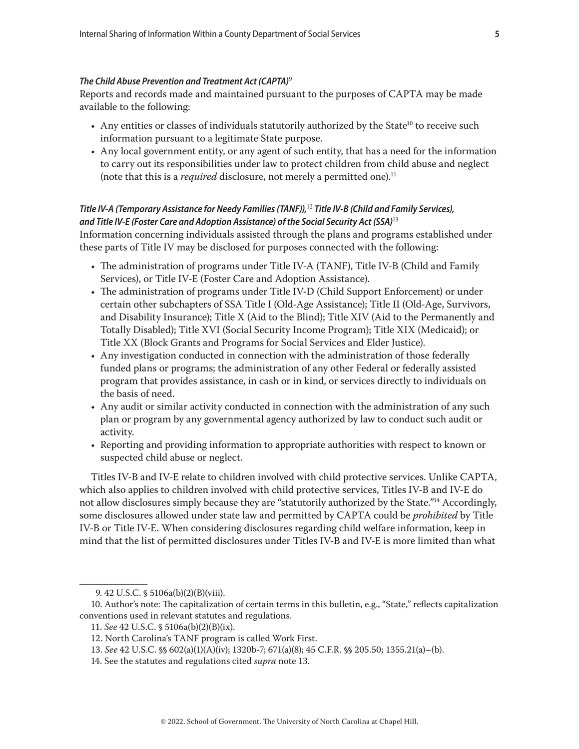***The Child Abuse Prevention and Treatment Act (CAPTA)***[9]

Reports and records made and maintained pursuant to the purposes of CAPTA may be made available to the following:

- Any entities or classes of individuals statutorily authorized by the State[10] to receive such information pursuant to a legitimate State purpose.
- Any local government entity, or any agent of such entity, that has a need for the information to carry out its responsibilities under law to protect children from child abuse and neglect (note that this is a *required* disclosure, not merely a permitted one).[11]

***Title IV-A (Temporary Assistance for Needy Families (TANF)),***[12] ***Title IV-B (Child and Family Services), and Title IV-E (Foster Care and Adoption Assistance) of the Social Security Act (SSA)***[13]

Information concerning individuals assisted through the plans and programs established under these parts of Title IV may be disclosed for purposes connected with the following:

- The administration of programs under Title IV-A (TANF), Title IV-B (Child and Family Services), or Title IV-E (Foster Care and Adoption Assistance).
- The administration of programs under Title IV-D (Child Support Enforcement) or under certain other subchapters of SSA Title I (Old-Age Assistance); Title II (Old-Age, Survivors, and Disability Insurance); Title X (Aid to the Blind); Title XIV (Aid to the Permanently and Totally Disabled); Title XVI (Social Security Income Program); Title XIX (Medicaid); or Title XX (Block Grants and Programs for Social Services and Elder Justice).
- Any investigation conducted in connection with the administration of those federally funded plans or programs; the administration of any other Federal or federally assisted program that provides assistance, in cash or in kind, or services directly to individuals on the basis of need.
- Any audit or similar activity conducted in connection with the administration of any such plan or program by any governmental agency authorized by law to conduct such audit or activity.
- Reporting and providing information to appropriate authorities with respect to known or suspected child abuse or neglect.

Titles IV-B and IV-E relate to children involved with child protective services. Unlike CAPTA, which also applies to children involved with child protective services, Titles IV-B and IV-E do not allow disclosures simply because they are "statutorily authorized by the State."[14] Accordingly, some disclosures allowed under state law and permitted by CAPTA could be *prohibited* by Title IV-B or Title IV-E. When considering disclosures regarding child welfare information, keep in mind that the list of permitted disclosures under Titles IV-B and IV-E is more limited than what

---

9. 42 U.S.C. § 5106a(b)(2)(B)(viii).

10. Author's note: The capitalization of certain terms in this bulletin, e.g., "State," reflects capitalization conventions used in relevant statutes and regulations.

11. *See* 42 U.S.C. § 5106a(b)(2)(B)(ix).

12. North Carolina's TANF program is called Work First.

13. *See* 42 U.S.C. §§ 602(a)(1)(A)(iv); 1320b-7; 671(a)(8); 45 C.F.R. §§ 205.50; 1355.21(a)–(b).

14. See the statutes and regulations cited *supra* note 13.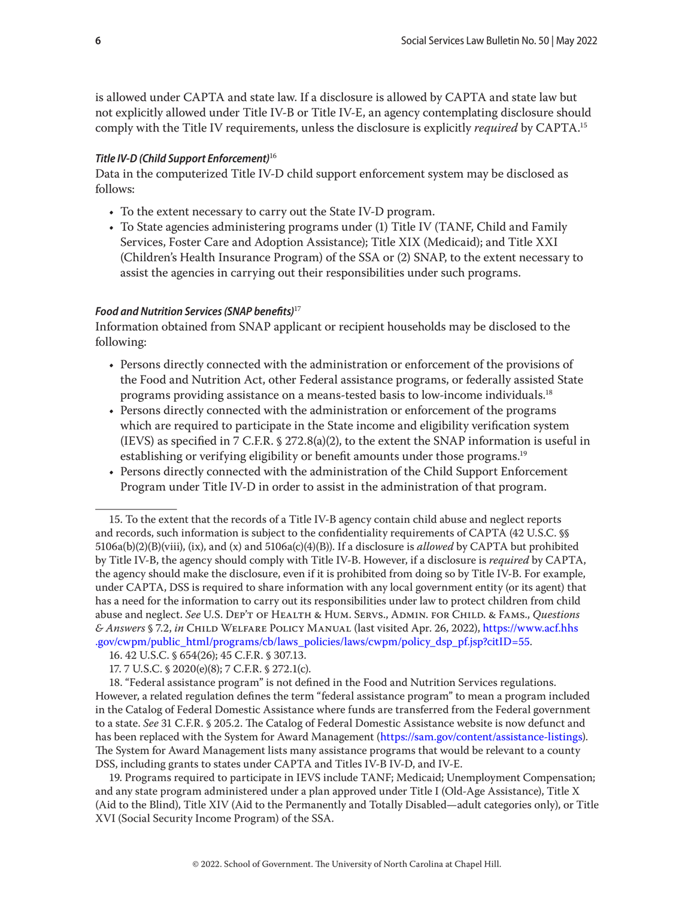is allowed under CAPTA and state law. If a disclosure is allowed by CAPTA and state law but not explicitly allowed under Title IV-B or Title IV-E, an agency contemplating disclosure should comply with the Title IV requirements, unless the disclosure is explicitly *required* by CAPTA.[15]

***Title IV-D (Child Support Enforcement)***[16]

Data in the computerized Title IV-D child support enforcement system may be disclosed as follows:

- To the extent necessary to carry out the State IV-D program.
- To State agencies administering programs under (1) Title IV (TANF, Child and Family Services, Foster Care and Adoption Assistance); Title XIX (Medicaid); and Title XXI (Children's Health Insurance Program) of the SSA or (2) SNAP, to the extent necessary to assist the agencies in carrying out their responsibilities under such programs.

***Food and Nutrition Services (SNAP benefits)***[17]

Information obtained from SNAP applicant or recipient households may be disclosed to the following:

- Persons directly connected with the administration or enforcement of the provisions of the Food and Nutrition Act, other Federal assistance programs, or federally assisted State programs providing assistance on a means-tested basis to low-income individuals.[18]
- Persons directly connected with the administration or enforcement of the programs which are required to participate in the State income and eligibility verification system (IEVS) as specified in 7 C.F.R. § 272.8(a)(2), to the extent the SNAP information is useful in establishing or verifying eligibility or benefit amounts under those programs.[19]
- Persons directly connected with the administration of the Child Support Enforcement Program under Title IV-D in order to assist in the administration of that program.

---

15. To the extent that the records of a Title IV-B agency contain child abuse and neglect reports and records, such information is subject to the confidentiality requirements of CAPTA (42 U.S.C. §§ 5106a(b)(2)(B)(viii), (ix), and (x) and 5106a(c)(4)(B)). If a disclosure is *allowed* by CAPTA but prohibited by Title IV-B, the agency should comply with Title IV-B. However, if a disclosure is *required* by CAPTA, the agency should make the disclosure, even if it is prohibited from doing so by Title IV-B. For example, under CAPTA, DSS is required to share information with any local government entity (or its agent) that has a need for the information to carry out its responsibilities under law to protect children from child abuse and neglect. *See* U.S. Dep't of Health & Hum. Servs., Admin. for Child. & Fams., *Questions & Answers* § 7.2, *in* Child Welfare Policy Manual (last visited Apr. 26, 2022), https://www.acf.hhs.gov/cwpm/public_html/programs/cb/laws_policies/laws/cwpm/policy_dsp_pf.jsp?citID=55.

16. 42 U.S.C. § 654(26); 45 C.F.R. § 307.13.

17. 7 U.S.C. § 2020(e)(8); 7 C.F.R. § 272.1(c).

18. "Federal assistance program" is not defined in the Food and Nutrition Services regulations. However, a related regulation defines the term "federal assistance program" to mean a program included in the Catalog of Federal Domestic Assistance where funds are transferred from the Federal government to a state. *See* 31 C.F.R. § 205.2. The Catalog of Federal Domestic Assistance website is now defunct and has been replaced with the System for Award Management (https://sam.gov/content/assistance-listings). The System for Award Management lists many assistance programs that would be relevant to a county DSS, including grants to states under CAPTA and Titles IV-B IV-D, and IV-E.

19. Programs required to participate in IEVS include TANF; Medicaid; Unemployment Compensation; and any state program administered under a plan approved under Title I (Old-Age Assistance), Title X (Aid to the Blind), Title XIV (Aid to the Permanently and Totally Disabled—adult categories only), or Title XVI (Social Security Income Program) of the SSA.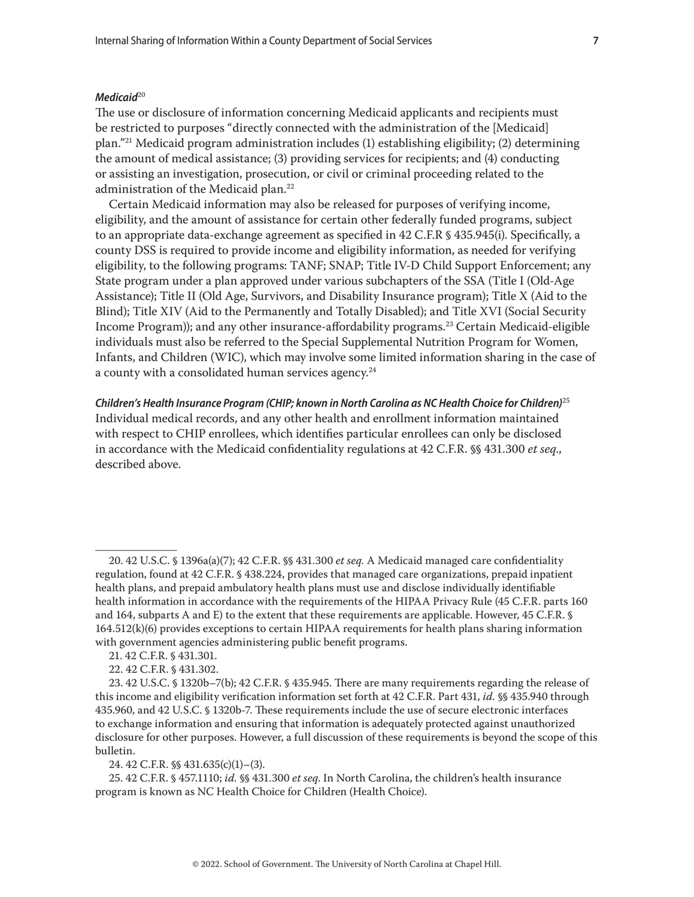***Medicaid***[20]

The use or disclosure of information concerning Medicaid applicants and recipients must be restricted to purposes "directly connected with the administration of the [Medicaid] plan."[21] Medicaid program administration includes (1) establishing eligibility; (2) determining the amount of medical assistance; (3) providing services for recipients; and (4) conducting or assisting an investigation, prosecution, or civil or criminal proceeding related to the administration of the Medicaid plan.[22]

Certain Medicaid information may also be released for purposes of verifying income, eligibility, and the amount of assistance for certain other federally funded programs, subject to an appropriate data-exchange agreement as specified in 42 C.F.R § 435.945(i). Specifically, a county DSS is required to provide income and eligibility information, as needed for verifying eligibility, to the following programs: TANF; SNAP; Title IV-D Child Support Enforcement; any State program under a plan approved under various subchapters of the SSA (Title I (Old-Age Assistance); Title II (Old Age, Survivors, and Disability Insurance program); Title X (Aid to the Blind); Title XIV (Aid to the Permanently and Totally Disabled); and Title XVI (Social Security Income Program)); and any other insurance-affordability programs.[23] Certain Medicaid-eligible individuals must also be referred to the Special Supplemental Nutrition Program for Women, Infants, and Children (WIC), which may involve some limited information sharing in the case of a county with a consolidated human services agency.[24]

***Children's Health Insurance Program (CHIP; known in North Carolina as NC Health Choice for Children)***[25]

Individual medical records, and any other health and enrollment information maintained with respect to CHIP enrollees, which identifies particular enrollees can only be disclosed in accordance with the Medicaid confidentiality regulations at 42 C.F.R. §§ 431.300 *et seq.*, described above.

---

20. 42 U.S.C. § 1396a(a)(7); 42 C.F.R. §§ 431.300 *et seq.* A Medicaid managed care confidentiality regulation, found at 42 C.F.R. § 438.224, provides that managed care organizations, prepaid inpatient health plans, and prepaid ambulatory health plans must use and disclose individually identifiable health information in accordance with the requirements of the HIPAA Privacy Rule (45 C.F.R. parts 160 and 164, subparts A and E) to the extent that these requirements are applicable. However, 45 C.F.R. § 164.512(k)(6) provides exceptions to certain HIPAA requirements for health plans sharing information with government agencies administering public benefit programs.

21. 42 C.F.R. § 431.301.

22. 42 C.F.R. § 431.302.

23. 42 U.S.C. § 1320b–7(b); 42 C.F.R. § 435.945. There are many requirements regarding the release of this income and eligibility verification information set forth at 42 C.F.R. Part 431, *id.* §§ 435.940 through 435.960, and 42 U.S.C. § 1320b-7. These requirements include the use of secure electronic interfaces to exchange information and ensuring that information is adequately protected against unauthorized disclosure for other purposes. However, a full discussion of these requirements is beyond the scope of this bulletin.

24. 42 C.F.R. §§ 431.635(c)(1)–(3).

25. 42 C.F.R. § 457.1110; *id.* §§ 431.300 *et seq.* In North Carolina, the children's health insurance program is known as NC Health Choice for Children (Health Choice).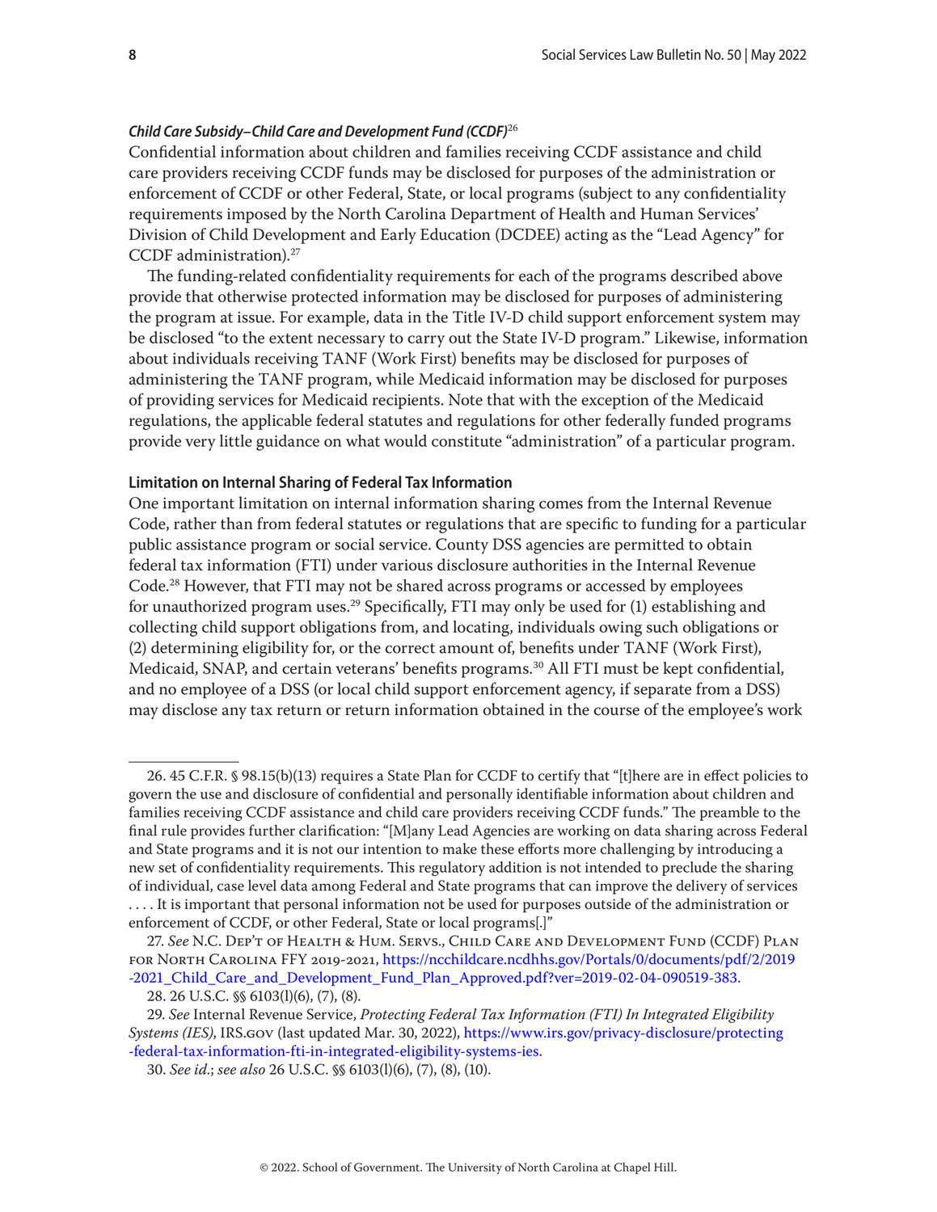***Child Care Subsidy–Child Care and Development Fund (CCDF)***[26]

Confidential information about children and families receiving CCDF assistance and child care providers receiving CCDF funds may be disclosed for purposes of the administration or enforcement of CCDF or other Federal, State, or local programs (subject to any confidentiality requirements imposed by the North Carolina Department of Health and Human Services' Division of Child Development and Early Education (DCDEE) acting as the "Lead Agency" for CCDF administration).[27]

The funding-related confidentiality requirements for each of the programs described above provide that otherwise protected information may be disclosed for purposes of administering the program at issue. For example, data in the Title IV-D child support enforcement system may be disclosed "to the extent necessary to carry out the State IV-D program." Likewise, information about individuals receiving TANF (Work First) benefits may be disclosed for purposes of administering the TANF program, while Medicaid information may be disclosed for purposes of providing services for Medicaid recipients. Note that with the exception of the Medicaid regulations, the applicable federal statutes and regulations for other federally funded programs provide very little guidance on what would constitute "administration" of a particular program.

**Limitation on Internal Sharing of Federal Tax Information**

One important limitation on internal information sharing comes from the Internal Revenue Code, rather than from federal statutes or regulations that are specific to funding for a particular public assistance program or social service. County DSS agencies are permitted to obtain federal tax information (FTI) under various disclosure authorities in the Internal Revenue Code.[28] However, that FTI may not be shared across programs or accessed by employees for unauthorized program uses.[29] Specifically, FTI may only be used for (1) establishing and collecting child support obligations from, and locating, individuals owing such obligations or (2) determining eligibility for, or the correct amount of, benefits under TANF (Work First), Medicaid, SNAP, and certain veterans' benefits programs.[30] All FTI must be kept confidential, and no employee of a DSS (or local child support enforcement agency, if separate from a DSS) may disclose any tax return or return information obtained in the course of the employee's work

---

26. 45 C.F.R. § 98.15(b)(13) requires a State Plan for CCDF to certify that "[t]here are in effect policies to govern the use and disclosure of confidential and personally identifiable information about children and families receiving CCDF assistance and child care providers receiving CCDF funds." The preamble to the final rule provides further clarification: "[M]any Lead Agencies are working on data sharing across Federal and State programs and it is not our intention to make these efforts more challenging by introducing a new set of confidentiality requirements. This regulatory addition is not intended to preclude the sharing of individual, case level data among Federal and State programs that can improve the delivery of services . . . . It is important that personal information not be used for purposes outside of the administration or enforcement of CCDF, or other Federal, State or local programs[.]"

27. *See* N.C. Dep't of Health & Hum. Servs., Child Care and Development Fund (CCDF) Plan for North Carolina FFY 2019-2021, https://ncchildcare.ncdhhs.gov/Portals/0/documents/pdf/2/2019-2021_Child_Care_and_Development_Fund_Plan_Approved.pdf?ver=2019-02-04-090519-383.

28. 26 U.S.C. §§ 6103(l)(6), (7), (8).

29. *See* Internal Revenue Service, *Protecting Federal Tax Information (FTI) In Integrated Eligibility Systems (IES)*, IRS.gov (last updated Mar. 30, 2022), https://www.irs.gov/privacy-disclosure/protecting-federal-tax-information-fti-in-integrated-eligibility-systems-ies.

30. *See id.*; *see also* 26 U.S.C. §§ 6103(l)(6), (7), (8), (10).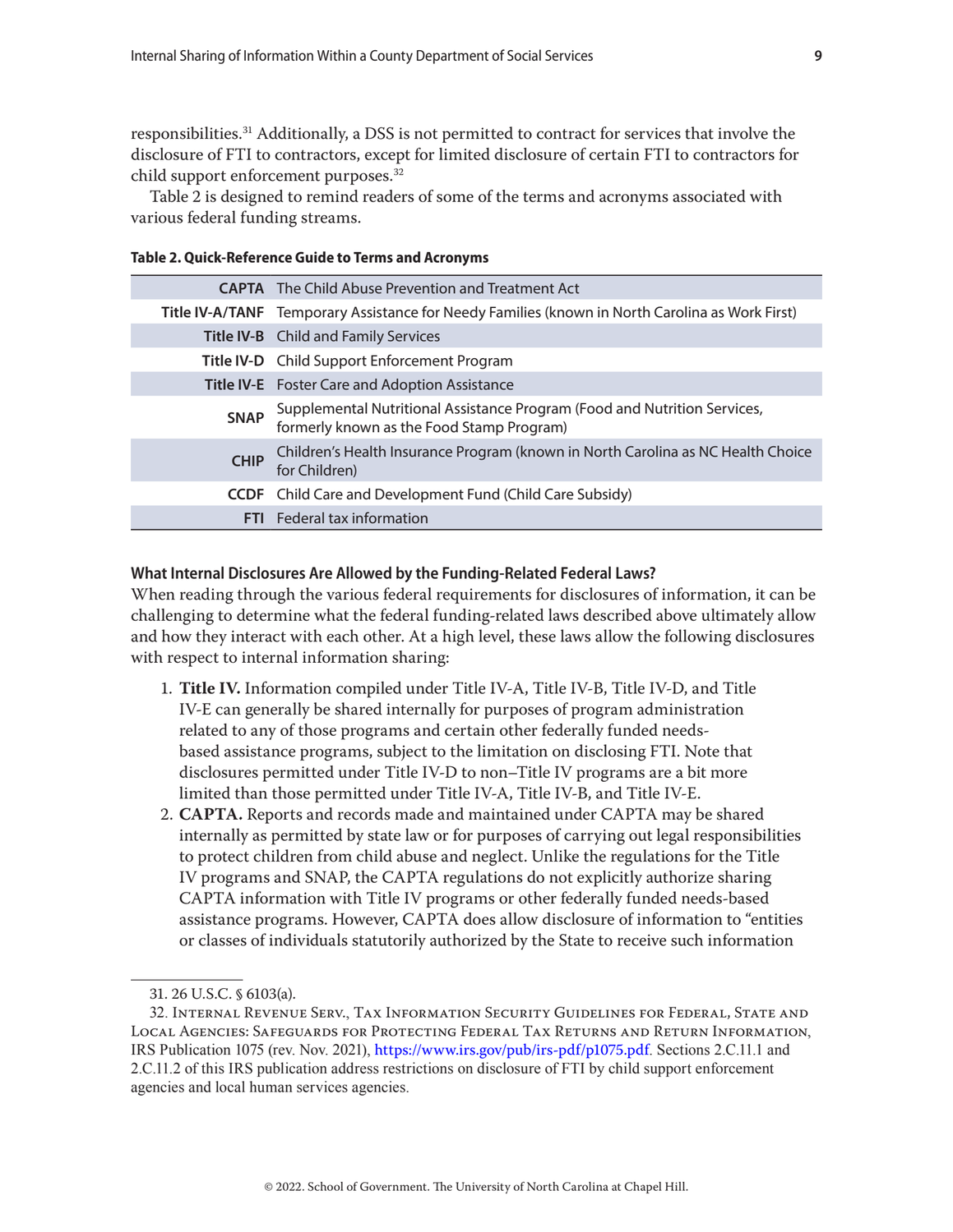responsibilities.[31] Additionally, a DSS is not permitted to contract for services that involve the disclosure of FTI to contractors, except for limited disclosure of certain FTI to contractors for child support enforcement purposes.[32]

Table 2 is designed to remind readers of some of the terms and acronyms associated with various federal funding streams.

**Table 2. Quick-Reference Guide to Terms and Acronyms**

| | |
|---|---|
| **CAPTA** | The Child Abuse Prevention and Treatment Act |
| **Title IV-A/TANF** | Temporary Assistance for Needy Families (known in North Carolina as Work First) |
| **Title IV-B** | Child and Family Services |
| **Title IV-D** | Child Support Enforcement Program |
| **Title IV-E** | Foster Care and Adoption Assistance |
| **SNAP** | Supplemental Nutritional Assistance Program (Food and Nutrition Services, formerly known as the Food Stamp Program) |
| **CHIP** | Children's Health Insurance Program (known in North Carolina as NC Health Choice for Children) |
| **CCDF** | Child Care and Development Fund (Child Care Subsidy) |
| **FTI** | Federal tax information |

### What Internal Disclosures Are Allowed by the Funding-Related Federal Laws?

When reading through the various federal requirements for disclosures of information, it can be challenging to determine what the federal funding-related laws described above ultimately allow and how they interact with each other. At a high level, these laws allow the following disclosures with respect to internal information sharing:

1. **Title IV.** Information compiled under Title IV-A, Title IV-B, Title IV-D, and Title IV-E can generally be shared internally for purposes of program administration related to any of those programs and certain other federally funded needs-based assistance programs, subject to the limitation on disclosing FTI. Note that disclosures permitted under Title IV-D to non–Title IV programs are a bit more limited than those permitted under Title IV-A, Title IV-B, and Title IV-E.
2. **CAPTA.** Reports and records made and maintained under CAPTA may be shared internally as permitted by state law or for purposes of carrying out legal responsibilities to protect children from child abuse and neglect. Unlike the regulations for the Title IV programs and SNAP, the CAPTA regulations do not explicitly authorize sharing CAPTA information with Title IV programs or other federally funded needs-based assistance programs. However, CAPTA does allow disclosure of information to "entities or classes of individuals statutorily authorized by the State to receive such information

---

31. 26 U.S.C. § 6103(a).

32. Internal Revenue Serv., Tax Information Security Guidelines for Federal, State and Local Agencies: Safeguards for Protecting Federal Tax Returns and Return Information, IRS Publication 1075 (rev. Nov. 2021), https://www.irs.gov/pub/irs-pdf/p1075.pdf. Sections 2.C.11.1 and 2.C.11.2 of this IRS publication address restrictions on disclosure of FTI by child support enforcement agencies and local human services agencies.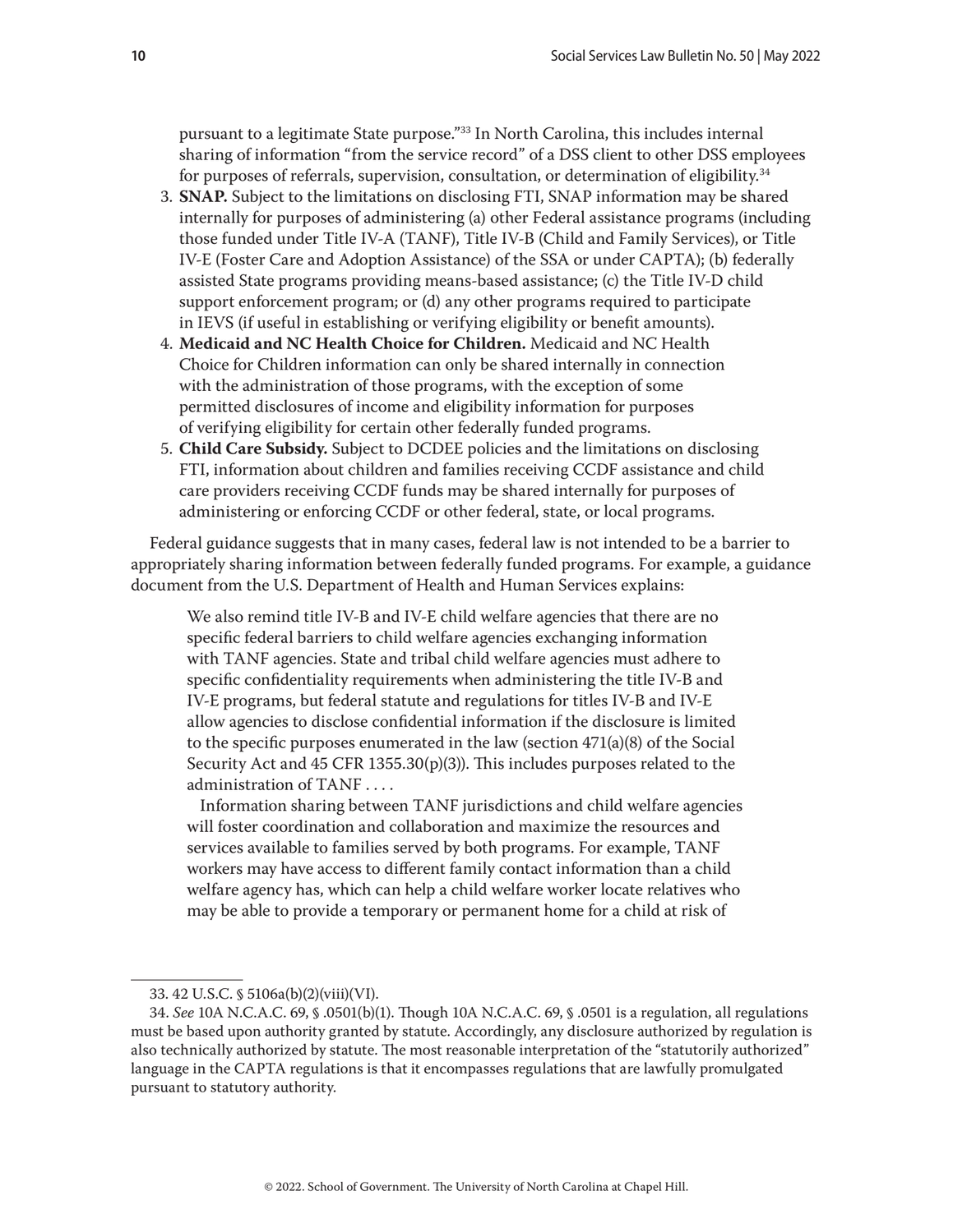pursuant to a legitimate State purpose."[33] In North Carolina, this includes internal sharing of information "from the service record" of a DSS client to other DSS employees for purposes of referrals, supervision, consultation, or determination of eligibility.[34]

3. **SNAP.** Subject to the limitations on disclosing FTI, SNAP information may be shared internally for purposes of administering (a) other Federal assistance programs (including those funded under Title IV-A (TANF), Title IV-B (Child and Family Services), or Title IV-E (Foster Care and Adoption Assistance) of the SSA or under CAPTA); (b) federally assisted State programs providing means-based assistance; (c) the Title IV-D child support enforcement program; or (d) any other programs required to participate in IEVS (if useful in establishing or verifying eligibility or benefit amounts).
4. **Medicaid and NC Health Choice for Children.** Medicaid and NC Health Choice for Children information can only be shared internally in connection with the administration of those programs, with the exception of some permitted disclosures of income and eligibility information for purposes of verifying eligibility for certain other federally funded programs.
5. **Child Care Subsidy.** Subject to DCDEE policies and the limitations on disclosing FTI, information about children and families receiving CCDF assistance and child care providers receiving CCDF funds may be shared internally for purposes of administering or enforcing CCDF or other federal, state, or local programs.

Federal guidance suggests that in many cases, federal law is not intended to be a barrier to appropriately sharing information between federally funded programs. For example, a guidance document from the U.S. Department of Health and Human Services explains:

> We also remind title IV-B and IV-E child welfare agencies that there are no specific federal barriers to child welfare agencies exchanging information with TANF agencies. State and tribal child welfare agencies must adhere to specific confidentiality requirements when administering the title IV-B and IV-E programs, but federal statute and regulations for titles IV-B and IV-E allow agencies to disclose confidential information if the disclosure is limited to the specific purposes enumerated in the law (section 471(a)(8) of the Social Security Act and 45 CFR 1355.30(p)(3)). This includes purposes related to the administration of TANF . . . .
>
> Information sharing between TANF jurisdictions and child welfare agencies will foster coordination and collaboration and maximize the resources and services available to families served by both programs. For example, TANF workers may have access to different family contact information than a child welfare agency has, which can help a child welfare worker locate relatives who may be able to provide a temporary or permanent home for a child at risk of

---

33. 42 U.S.C. § 5106a(b)(2)(viii)(VI).

34. *See* 10A N.C.A.C. 69, § .0501(b)(1). Though 10A N.C.A.C. 69, § .0501 is a regulation, all regulations must be based upon authority granted by statute. Accordingly, any disclosure authorized by regulation is also technically authorized by statute. The most reasonable interpretation of the "statutorily authorized" language in the CAPTA regulations is that it encompasses regulations that are lawfully promulgated pursuant to statutory authority.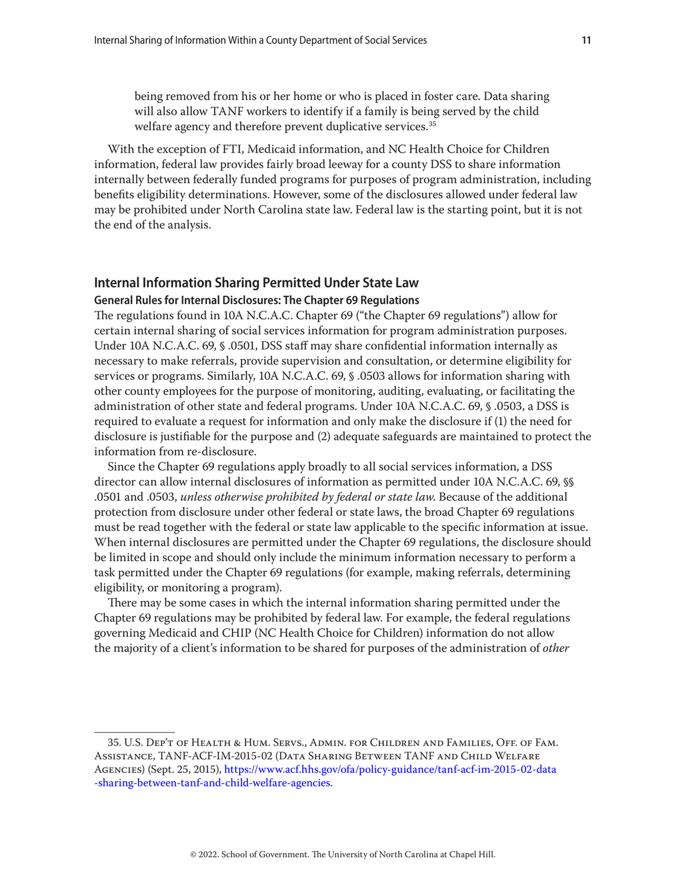being removed from his or her home or who is placed in foster care. Data sharing will also allow TANF workers to identify if a family is being served by the child welfare agency and therefore prevent duplicative services.[35]

With the exception of FTI, Medicaid information, and NC Health Choice for Children information, federal law provides fairly broad leeway for a county DSS to share information internally between federally funded programs for purposes of program administration, including benefits eligibility determinations. However, some of the disclosures allowed under federal law may be prohibited under North Carolina state law. Federal law is the starting point, but it is not the end of the analysis.

## Internal Information Sharing Permitted Under State Law

### General Rules for Internal Disclosures: The Chapter 69 Regulations

The regulations found in 10A N.C.A.C. Chapter 69 ("the Chapter 69 regulations") allow for certain internal sharing of social services information for program administration purposes. Under 10A N.C.A.C. 69, § .0501, DSS staff may share confidential information internally as necessary to make referrals, provide supervision and consultation, or determine eligibility for services or programs. Similarly, 10A N.C.A.C. 69, § .0503 allows for information sharing with other county employees for the purpose of monitoring, auditing, evaluating, or facilitating the administration of other state and federal programs. Under 10A N.C.A.C. 69, § .0503, a DSS is required to evaluate a request for information and only make the disclosure if (1) the need for disclosure is justifiable for the purpose and (2) adequate safeguards are maintained to protect the information from re-disclosure.

Since the Chapter 69 regulations apply broadly to all social services information, a DSS director can allow internal disclosures of information as permitted under 10A N.C.A.C. 69, §§ .0501 and .0503, *unless otherwise prohibited by federal or state law.* Because of the additional protection from disclosure under other federal or state laws, the broad Chapter 69 regulations must be read together with the federal or state law applicable to the specific information at issue. When internal disclosures are permitted under the Chapter 69 regulations, the disclosure should be limited in scope and should only include the minimum information necessary to perform a task permitted under the Chapter 69 regulations (for example, making referrals, determining eligibility, or monitoring a program).

There may be some cases in which the internal information sharing permitted under the Chapter 69 regulations may be prohibited by federal law. For example, the federal regulations governing Medicaid and CHIP (NC Health Choice for Children) information do not allow the majority of a client's information to be shared for purposes of the administration of *other*

---

35. U.S. Dep't of Health & Hum. Servs., Admin. for Children and Families, Off. of Fam. Assistance, TANF-ACF-IM-2015-02 (Data Sharing Between TANF and Child Welfare Agencies) (Sept. 25, 2015), https://www.acf.hhs.gov/ofa/policy-guidance/tanf-acf-im-2015-02-data-sharing-between-tanf-and-child-welfare-agencies.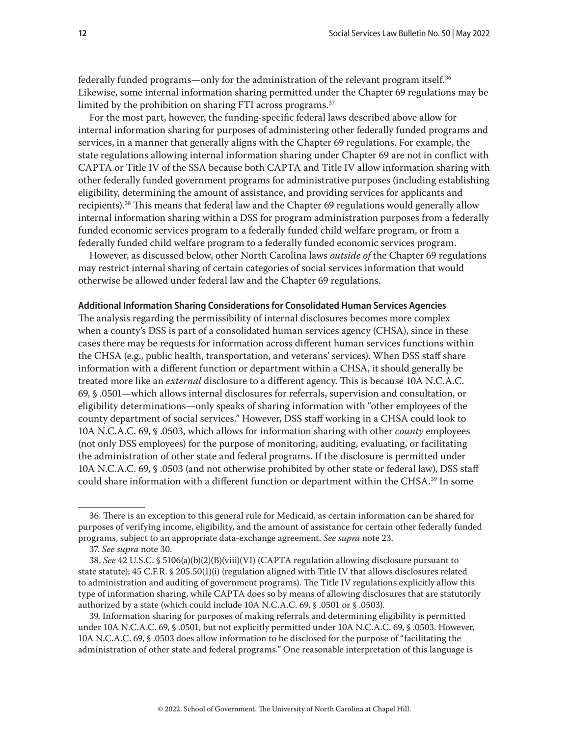federally funded programs—only for the administration of the relevant program itself.[36] Likewise, some internal information sharing permitted under the Chapter 69 regulations may be limited by the prohibition on sharing FTI across programs.[37]

For the most part, however, the funding-specific federal laws described above allow for internal information sharing for purposes of administering other federally funded programs and services, in a manner that generally aligns with the Chapter 69 regulations. For example, the state regulations allowing internal information sharing under Chapter 69 are not in conflict with CAPTA or Title IV of the SSA because both CAPTA and Title IV allow information sharing with other federally funded government programs for administrative purposes (including establishing eligibility, determining the amount of assistance, and providing services for applicants and recipients).[38] This means that federal law and the Chapter 69 regulations would generally allow internal information sharing within a DSS for program administration purposes from a federally funded economic services program to a federally funded child welfare program, or from a federally funded child welfare program to a federally funded economic services program.

However, as discussed below, other North Carolina laws *outside of* the Chapter 69 regulations may restrict internal sharing of certain categories of social services information that would otherwise be allowed under federal law and the Chapter 69 regulations.

**Additional Information Sharing Considerations for Consolidated Human Services Agencies**

The analysis regarding the permissibility of internal disclosures becomes more complex when a county's DSS is part of a consolidated human services agency (CHSA), since in these cases there may be requests for information across different human services functions within the CHSA (e.g., public health, transportation, and veterans' services). When DSS staff share information with a different function or department within a CHSA, it should generally be treated more like an *external* disclosure to a different agency. This is because 10A N.C.A.C. 69, § .0501—which allows internal disclosures for referrals, supervision and consultation, or eligibility determinations—only speaks of sharing information with "other employees of the county department of social services." However, DSS staff working in a CHSA could look to 10A N.C.A.C. 69, § .0503, which allows for information sharing with other *county* employees (not only DSS employees) for the purpose of monitoring, auditing, evaluating, or facilitating the administration of other state and federal programs. If the disclosure is permitted under 10A N.C.A.C. 69, § .0503 (and not otherwise prohibited by other state or federal law), DSS staff could share information with a different function or department within the CHSA.[39] In some

---

36. There is an exception to this general rule for Medicaid, as certain information can be shared for purposes of verifying income, eligibility, and the amount of assistance for certain other federally funded programs, subject to an appropriate data-exchange agreement. *See supra* note 23.

37. *See supra* note 30.

38. *See* 42 U.S.C. § 5106(a)(b)(2)(B)(viii)(VI) (CAPTA regulation allowing disclosure pursuant to state statute); 45 C.F.R. § 205.50(1)(i) (regulation aligned with Title IV that allows disclosures related to administration and auditing of government programs). The Title IV regulations explicitly allow this type of information sharing, while CAPTA does so by means of allowing disclosures that are statutorily authorized by a state (which could include 10A N.C.A.C. 69, § .0501 or § .0503).

39. Information sharing for purposes of making referrals and determining eligibility is permitted under 10A N.C.A.C. 69, § .0501, but not explicitly permitted under 10A N.C.A.C. 69, § .0503. However, 10A N.C.A.C. 69, § .0503 does allow information to be disclosed for the purpose of "facilitating the administration of other state and federal programs." One reasonable interpretation of this language is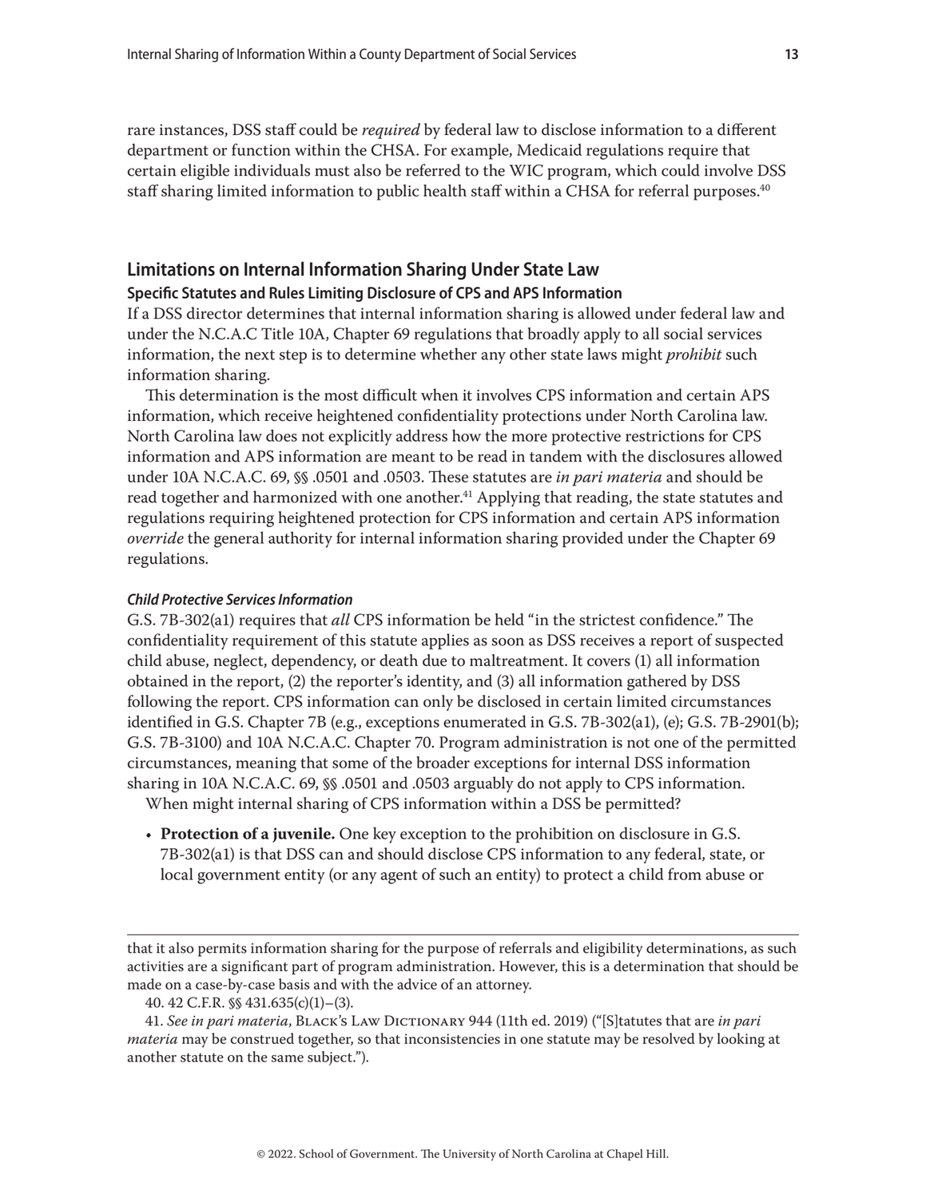rare instances, DSS staff could be *required* by federal law to disclose information to a different department or function within the CHSA. For example, Medicaid regulations require that certain eligible individuals must also be referred to the WIC program, which could involve DSS staff sharing limited information to public health staff within a CHSA for referral purposes.[40]

## Limitations on Internal Information Sharing Under State Law

### Specific Statutes and Rules Limiting Disclosure of CPS and APS Information

If a DSS director determines that internal information sharing is allowed under federal law and under the N.C.A.C Title 10A, Chapter 69 regulations that broadly apply to all social services information, the next step is to determine whether any other state laws might *prohibit* such information sharing.

This determination is the most difficult when it involves CPS information and certain APS information, which receive heightened confidentiality protections under North Carolina law. North Carolina law does not explicitly address how the more protective restrictions for CPS information and APS information are meant to be read in tandem with the disclosures allowed under 10A N.C.A.C. 69, §§ .0501 and .0503. These statutes are *in pari materia* and should be read together and harmonized with one another.[41] Applying that reading, the state statutes and regulations requiring heightened protection for CPS information and certain APS information *override* the general authority for internal information sharing provided under the Chapter 69 regulations.

#### *Child Protective Services Information*

G.S. 7B-302(a1) requires that *all* CPS information be held "in the strictest confidence." The confidentiality requirement of this statute applies as soon as DSS receives a report of suspected child abuse, neglect, dependency, or death due to maltreatment. It covers (1) all information obtained in the report, (2) the reporter's identity, and (3) all information gathered by DSS following the report. CPS information can only be disclosed in certain limited circumstances identified in G.S. Chapter 7B (e.g., exceptions enumerated in G.S. 7B-302(a1), (e); G.S. 7B-2901(b); G.S. 7B-3100) and 10A N.C.A.C. Chapter 70. Program administration is not one of the permitted circumstances, meaning that some of the broader exceptions for internal DSS information sharing in 10A N.C.A.C. 69, §§ .0501 and .0503 arguably do not apply to CPS information.

When might internal sharing of CPS information within a DSS be permitted?

- **Protection of a juvenile.** One key exception to the prohibition on disclosure in G.S. 7B-302(a1) is that DSS can and should disclose CPS information to any federal, state, or local government entity (or any agent of such an entity) to protect a child from abuse or

---

that it also permits information sharing for the purpose of referrals and eligibility determinations, as such activities are a significant part of program administration. However, this is a determination that should be made on a case-by-case basis and with the advice of an attorney.

40. 42 C.F.R. §§ 431.635(c)(1)–(3).

41. *See in pari materia*, Black's Law Dictionary 944 (11th ed. 2019) ("[S]tatutes that are *in pari materia* may be construed together, so that inconsistencies in one statute may be resolved by looking at another statute on the same subject.").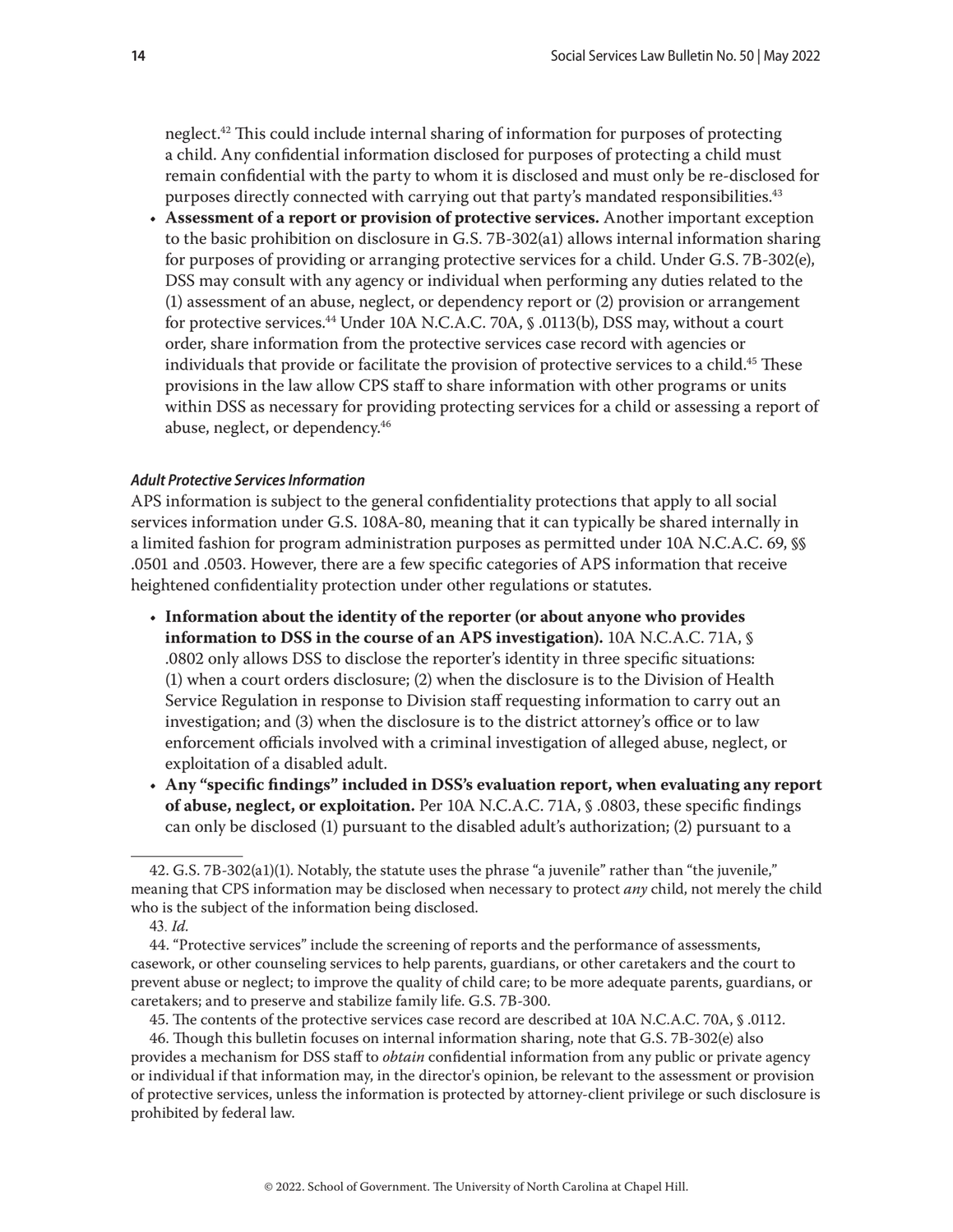neglect.[42] This could include internal sharing of information for purposes of protecting a child. Any confidential information disclosed for purposes of protecting a child must remain confidential with the party to whom it is disclosed and must only be re-disclosed for purposes directly connected with carrying out that party's mandated responsibilities.[43]

- **Assessment of a report or provision of protective services.** Another important exception to the basic prohibition on disclosure in G.S. 7B-302(a1) allows internal information sharing for purposes of providing or arranging protective services for a child. Under G.S. 7B-302(e), DSS may consult with any agency or individual when performing any duties related to the (1) assessment of an abuse, neglect, or dependency report or (2) provision or arrangement for protective services.[44] Under 10A N.C.A.C. 70A, § .0113(b), DSS may, without a court order, share information from the protective services case record with agencies or individuals that provide or facilitate the provision of protective services to a child.[45] These provisions in the law allow CPS staff to share information with other programs or units within DSS as necessary for providing protecting services for a child or assessing a report of abuse, neglect, or dependency.[46]

#### *Adult Protective Services Information*

APS information is subject to the general confidentiality protections that apply to all social services information under G.S. 108A-80, meaning that it can typically be shared internally in a limited fashion for program administration purposes as permitted under 10A N.C.A.C. 69, §§ .0501 and .0503. However, there are a few specific categories of APS information that receive heightened confidentiality protection under other regulations or statutes.

- **Information about the identity of the reporter (or about anyone who provides information to DSS in the course of an APS investigation).** 10A N.C.A.C. 71A, § .0802 only allows DSS to disclose the reporter's identity in three specific situations: (1) when a court orders disclosure; (2) when the disclosure is to the Division of Health Service Regulation in response to Division staff requesting information to carry out an investigation; and (3) when the disclosure is to the district attorney's office or to law enforcement officials involved with a criminal investigation of alleged abuse, neglect, or exploitation of a disabled adult.
- **Any "specific findings" included in DSS's evaluation report, when evaluating any report of abuse, neglect, or exploitation.** Per 10A N.C.A.C. 71A, § .0803, these specific findings can only be disclosed (1) pursuant to the disabled adult's authorization; (2) pursuant to a

---

42. G.S. 7B-302(a1)(1). Notably, the statute uses the phrase "a juvenile" rather than "the juvenile," meaning that CPS information may be disclosed when necessary to protect *any* child, not merely the child who is the subject of the information being disclosed.

43. *Id.*

44. "Protective services" include the screening of reports and the performance of assessments, casework, or other counseling services to help parents, guardians, or other caretakers and the court to prevent abuse or neglect; to improve the quality of child care; to be more adequate parents, guardians, or caretakers; and to preserve and stabilize family life. G.S. 7B-300.

45. The contents of the protective services case record are described at 10A N.C.A.C. 70A, § .0112.

46. Though this bulletin focuses on internal information sharing, note that G.S. 7B-302(e) also provides a mechanism for DSS staff to *obtain* confidential information from any public or private agency or individual if that information may, in the director's opinion, be relevant to the assessment or provision of protective services, unless the information is protected by attorney-client privilege or such disclosure is prohibited by federal law.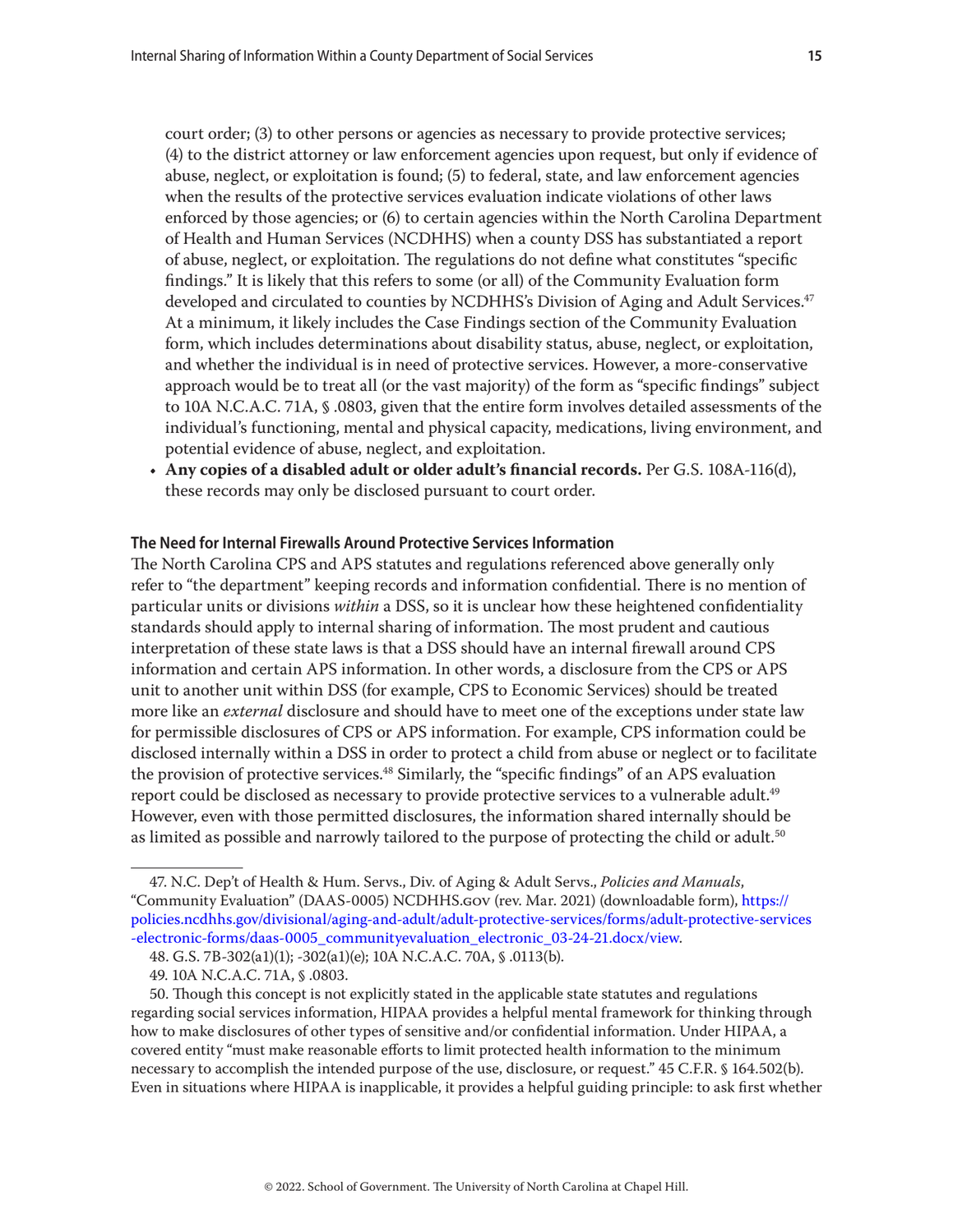court order; (3) to other persons or agencies as necessary to provide protective services; (4) to the district attorney or law enforcement agencies upon request, but only if evidence of abuse, neglect, or exploitation is found; (5) to federal, state, and law enforcement agencies when the results of the protective services evaluation indicate violations of other laws enforced by those agencies; or (6) to certain agencies within the North Carolina Department of Health and Human Services (NCDHHS) when a county DSS has substantiated a report of abuse, neglect, or exploitation. The regulations do not define what constitutes "specific findings." It is likely that this refers to some (or all) of the Community Evaluation form developed and circulated to counties by NCDHHS's Division of Aging and Adult Services.[47] At a minimum, it likely includes the Case Findings section of the Community Evaluation form, which includes determinations about disability status, abuse, neglect, or exploitation, and whether the individual is in need of protective services. However, a more-conservative approach would be to treat all (or the vast majority) of the form as "specific findings" subject to 10A N.C.A.C. 71A, § .0803, given that the entire form involves detailed assessments of the individual's functioning, mental and physical capacity, medications, living environment, and potential evidence of abuse, neglect, and exploitation.

- **Any copies of a disabled adult or older adult's financial records.** Per G.S. 108A-116(d), these records may only be disclosed pursuant to court order.

### The Need for Internal Firewalls Around Protective Services Information

The North Carolina CPS and APS statutes and regulations referenced above generally only refer to "the department" keeping records and information confidential. There is no mention of particular units or divisions *within* a DSS, so it is unclear how these heightened confidentiality standards should apply to internal sharing of information. The most prudent and cautious interpretation of these state laws is that a DSS should have an internal firewall around CPS information and certain APS information. In other words, a disclosure from the CPS or APS unit to another unit within DSS (for example, CPS to Economic Services) should be treated more like an *external* disclosure and should have to meet one of the exceptions under state law for permissible disclosures of CPS or APS information. For example, CPS information could be disclosed internally within a DSS in order to protect a child from abuse or neglect or to facilitate the provision of protective services.[48] Similarly, the "specific findings" of an APS evaluation report could be disclosed as necessary to provide protective services to a vulnerable adult.[49] However, even with those permitted disclosures, the information shared internally should be as limited as possible and narrowly tailored to the purpose of protecting the child or adult.[50]

---

47. N.C. Dep't of Health & Hum. Servs., Div. of Aging & Adult Servs., *Policies and Manuals*, "Community Evaluation" (DAAS-0005) NCDHHS.GOV (rev. Mar. 2021) (downloadable form), https://policies.ncdhhs.gov/divisional/aging-and-adult/adult-protective-services/forms/adult-protective-services-electronic-forms/daas-0005_communityevaluation_electronic_03-24-21.docx/view.

48. G.S. 7B-302(a1)(1); -302(a1)(e); 10A N.C.A.C. 70A, § .0113(b).

49. 10A N.C.A.C. 71A, § .0803.

50. Though this concept is not explicitly stated in the applicable state statutes and regulations regarding social services information, HIPAA provides a helpful mental framework for thinking through how to make disclosures of other types of sensitive and/or confidential information. Under HIPAA, a covered entity "must make reasonable efforts to limit protected health information to the minimum necessary to accomplish the intended purpose of the use, disclosure, or request." 45 C.F.R. § 164.502(b). Even in situations where HIPAA is inapplicable, it provides a helpful guiding principle: to ask first whether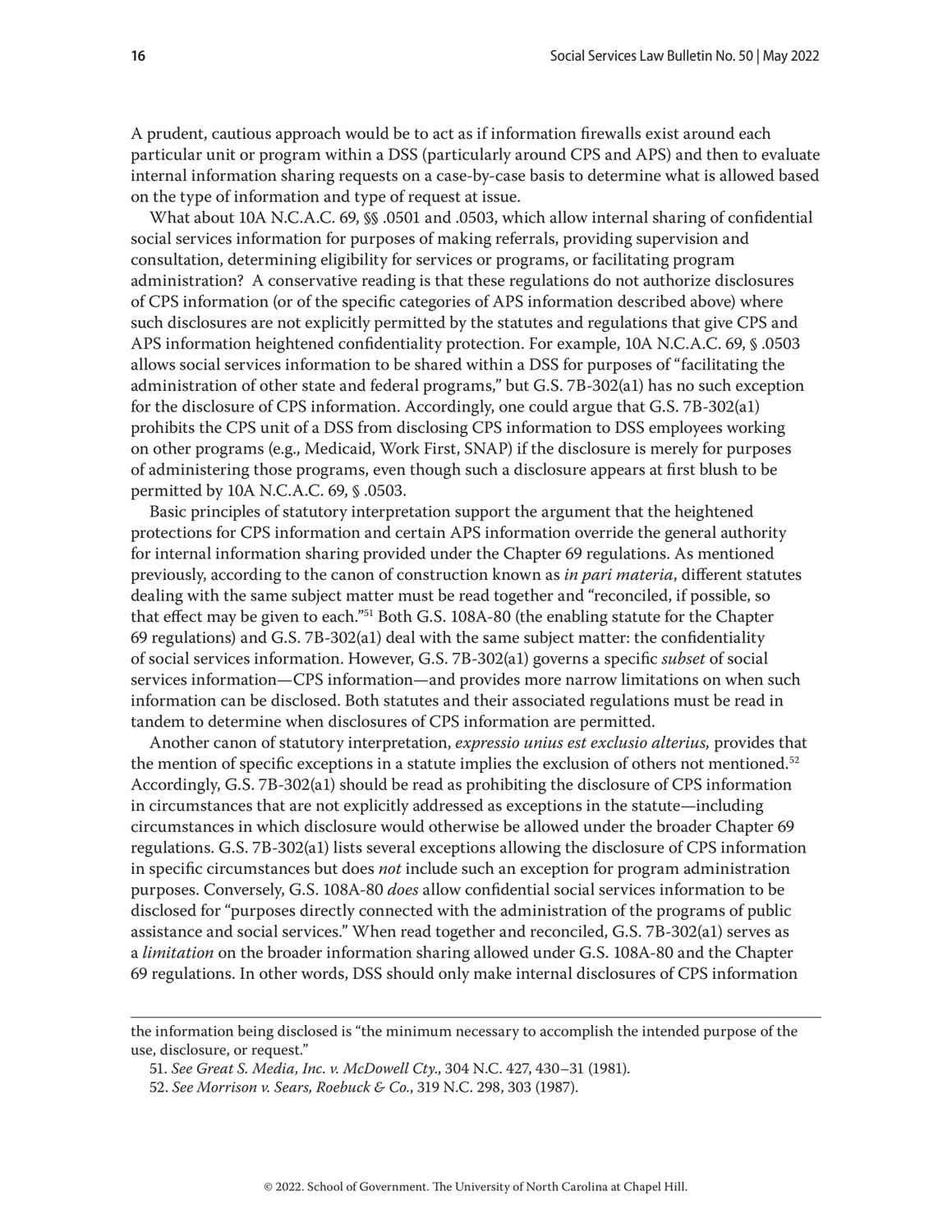A prudent, cautious approach would be to act as if information firewalls exist around each particular unit or program within a DSS (particularly around CPS and APS) and then to evaluate internal information sharing requests on a case-by-case basis to determine what is allowed based on the type of information and type of request at issue.

What about 10A N.C.A.C. 69, §§ .0501 and .0503, which allow internal sharing of confidential social services information for purposes of making referrals, providing supervision and consultation, determining eligibility for services or programs, or facilitating program administration? A conservative reading is that these regulations do not authorize disclosures of CPS information (or of the specific categories of APS information described above) where such disclosures are not explicitly permitted by the statutes and regulations that give CPS and APS information heightened confidentiality protection. For example, 10A N.C.A.C. 69, § .0503 allows social services information to be shared within a DSS for purposes of "facilitating the administration of other state and federal programs," but G.S. 7B-302(a1) has no such exception for the disclosure of CPS information. Accordingly, one could argue that G.S. 7B-302(a1) prohibits the CPS unit of a DSS from disclosing CPS information to DSS employees working on other programs (e.g., Medicaid, Work First, SNAP) if the disclosure is merely for purposes of administering those programs, even though such a disclosure appears at first blush to be permitted by 10A N.C.A.C. 69, § .0503.

Basic principles of statutory interpretation support the argument that the heightened protections for CPS information and certain APS information override the general authority for internal information sharing provided under the Chapter 69 regulations. As mentioned previously, according to the canon of construction known as *in pari materia*, different statutes dealing with the same subject matter must be read together and "reconciled, if possible, so that effect may be given to each."[51] Both G.S. 108A-80 (the enabling statute for the Chapter 69 regulations) and G.S. 7B-302(a1) deal with the same subject matter: the confidentiality of social services information. However, G.S. 7B-302(a1) governs a specific *subset* of social services information—CPS information—and provides more narrow limitations on when such information can be disclosed. Both statutes and their associated regulations must be read in tandem to determine when disclosures of CPS information are permitted.

Another canon of statutory interpretation, *expressio unius est exclusio alterius,* provides that the mention of specific exceptions in a statute implies the exclusion of others not mentioned.[52] Accordingly, G.S. 7B-302(a1) should be read as prohibiting the disclosure of CPS information in circumstances that are not explicitly addressed as exceptions in the statute—including circumstances in which disclosure would otherwise be allowed under the broader Chapter 69 regulations. G.S. 7B-302(a1) lists several exceptions allowing the disclosure of CPS information in specific circumstances but does *not* include such an exception for program administration purposes. Conversely, G.S. 108A-80 *does* allow confidential social services information to be disclosed for "purposes directly connected with the administration of the programs of public assistance and social services." When read together and reconciled, G.S. 7B-302(a1) serves as a *limitation* on the broader information sharing allowed under G.S. 108A-80 and the Chapter 69 regulations. In other words, DSS should only make internal disclosures of CPS information

---

the information being disclosed is "the minimum necessary to accomplish the intended purpose of the use, disclosure, or request."

51. *See Great S. Media, Inc. v. McDowell Cty.*, 304 N.C. 427, 430–31 (1981).

52. *See Morrison v. Sears, Roebuck & Co.*, 319 N.C. 298, 303 (1987).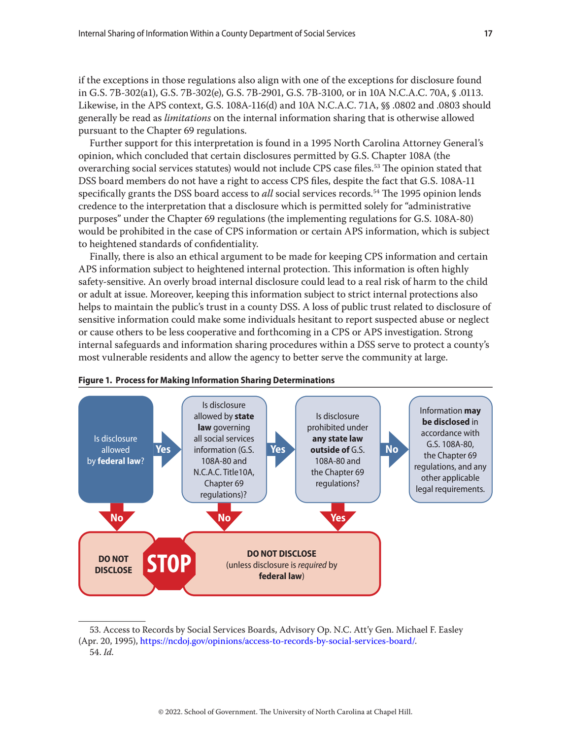if the exceptions in those regulations also align with one of the exceptions for disclosure found in G.S. 7B-302(a1), G.S. 7B-302(e), G.S. 7B-2901, G.S. 7B-3100, or in 10A N.C.A.C. 70A, § .0113. Likewise, in the APS context, G.S. 108A-116(d) and 10A N.C.A.C. 71A, §§ .0802 and .0803 should generally be read as *limitations* on the internal information sharing that is otherwise allowed pursuant to the Chapter 69 regulations.

Further support for this interpretation is found in a 1995 North Carolina Attorney General's opinion, which concluded that certain disclosures permitted by G.S. Chapter 108A (the overarching social services statutes) would not include CPS case files.[53] The opinion stated that DSS board members do not have a right to access CPS files, despite the fact that G.S. 108A-11 specifically grants the DSS board access to *all* social services records.[54] The 1995 opinion lends credence to the interpretation that a disclosure which is permitted solely for "administrative purposes" under the Chapter 69 regulations (the implementing regulations for G.S. 108A-80) would be prohibited in the case of CPS information or certain APS information, which is subject to heightened standards of confidentiality.

Finally, there is also an ethical argument to be made for keeping CPS information and certain APS information subject to heightened internal protection. This information is often highly safety-sensitive. An overly broad internal disclosure could lead to a real risk of harm to the child or adult at issue. Moreover, keeping this information subject to strict internal protections also helps to maintain the public's trust in a county DSS. A loss of public trust related to disclosure of sensitive information could make some individuals hesitant to report suspected abuse or neglect or cause others to be less cooperative and forthcoming in a CPS or APS investigation. Strong internal safeguards and information sharing procedures within a DSS serve to protect a county's most vulnerable residents and allow the agency to better serve the community at large.

**Figure 1. Process for Making Information Sharing Determinations**

1. Is disclosure allowed by **federal law**?
   - **No** → **DO NOT DISCLOSE** (STOP)
   - **Yes** → go to step 2
2. Is disclosure allowed by **state law** governing all social services information (G.S. 108A-80 and N.C.A.C. Title10A, Chapter 69 regulations)?
   - **No** → **DO NOT DISCLOSE** (unless disclosure is *required* by **federal law**)
   - **Yes** → go to step 3
3. Is disclosure prohibited under **any state law outside of** G.S. 108A-80 and the Chapter 69 regulations?
   - **Yes** → **DO NOT DISCLOSE** (unless disclosure is *required* by **federal law**)
   - **No** → Information **may be disclosed** in accordance with G.S. 108A-80, the Chapter 69 regulations, and any other applicable legal requirements.

---

53. Access to Records by Social Services Boards, Advisory Op. N.C. Att'y Gen. Michael F. Easley (Apr. 20, 1995), https://ncdoj.gov/opinions/access-to-records-by-social-services-board/.

54. *Id.*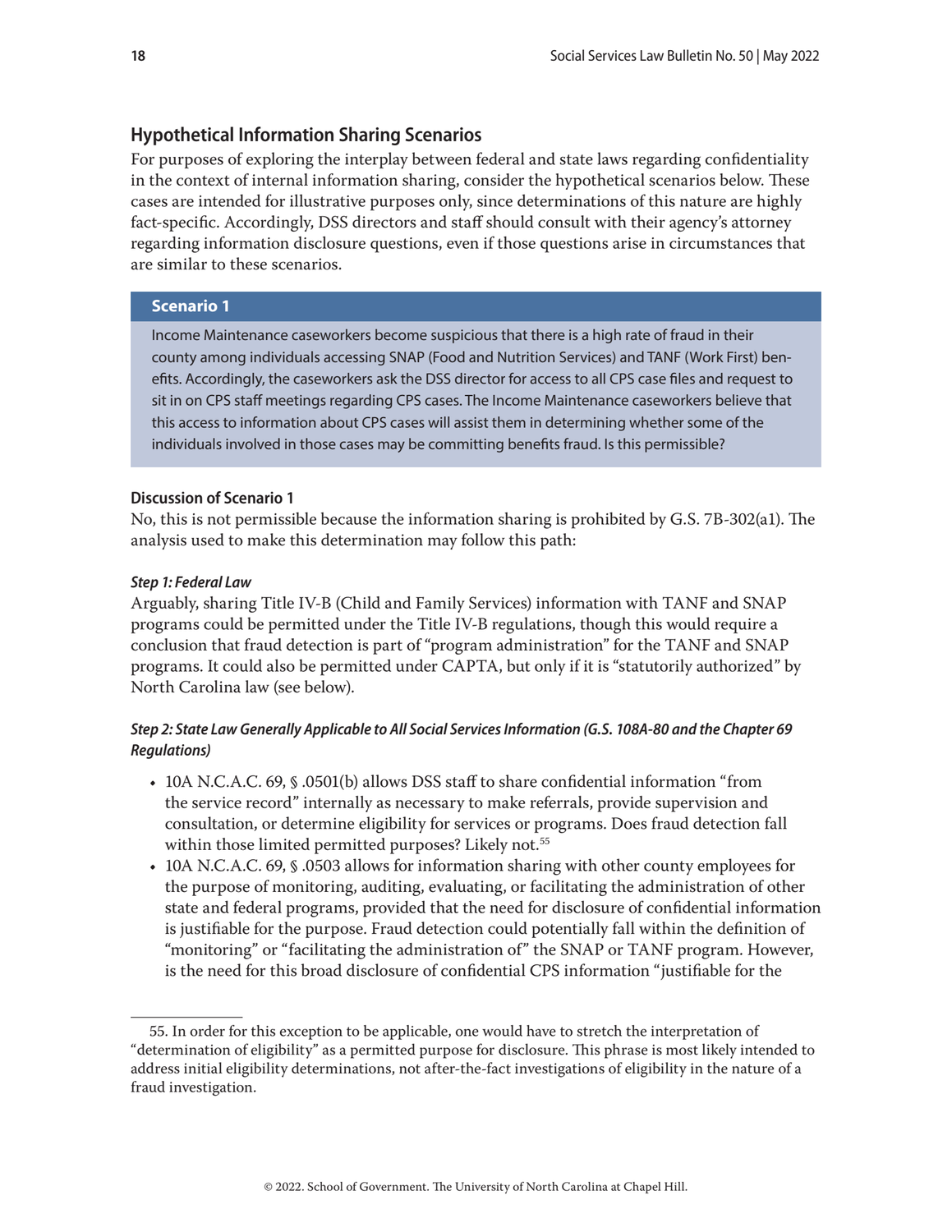## Hypothetical Information Sharing Scenarios

For purposes of exploring the interplay between federal and state laws regarding confidentiality in the context of internal information sharing, consider the hypothetical scenarios below. These cases are intended for illustrative purposes only, since determinations of this nature are highly fact-specific. Accordingly, DSS directors and staff should consult with their agency's attorney regarding information disclosure questions, even if those questions arise in circumstances that are similar to these scenarios.

### Scenario 1

Income Maintenance caseworkers become suspicious that there is a high rate of fraud in their county among individuals accessing SNAP (Food and Nutrition Services) and TANF (Work First) benefits. Accordingly, the caseworkers ask the DSS director for access to all CPS case files and request to sit in on CPS staff meetings regarding CPS cases. The Income Maintenance caseworkers believe that this access to information about CPS cases will assist them in determining whether some of the individuals involved in those cases may be committing benefits fraud. Is this permissible?

#### Discussion of Scenario 1

No, this is not permissible because the information sharing is prohibited by G.S. 7B-302(a1). The analysis used to make this determination may follow this path:

***Step 1: Federal Law***

Arguably, sharing Title IV-B (Child and Family Services) information with TANF and SNAP programs could be permitted under the Title IV-B regulations, though this would require a conclusion that fraud detection is part of "program administration" for the TANF and SNAP programs. It could also be permitted under CAPTA, but only if it is "statutorily authorized" by North Carolina law (see below).

***Step 2: State Law Generally Applicable to All Social Services Information (G.S. 108A-80 and the Chapter 69 Regulations)***

- 10A N.C.A.C. 69, § .0501(b) allows DSS staff to share confidential information "from the service record" internally as necessary to make referrals, provide supervision and consultation, or determine eligibility for services or programs. Does fraud detection fall within those limited permitted purposes? Likely not.[55]
- 10A N.C.A.C. 69, § .0503 allows for information sharing with other county employees for the purpose of monitoring, auditing, evaluating, or facilitating the administration of other state and federal programs, provided that the need for disclosure of confidential information is justifiable for the purpose. Fraud detection could potentially fall within the definition of "monitoring" or "facilitating the administration of" the SNAP or TANF program. However, is the need for this broad disclosure of confidential CPS information "justifiable for the

---

55. In order for this exception to be applicable, one would have to stretch the interpretation of "determination of eligibility" as a permitted purpose for disclosure. This phrase is most likely intended to address initial eligibility determinations, not after-the-fact investigations of eligibility in the nature of a fraud investigation.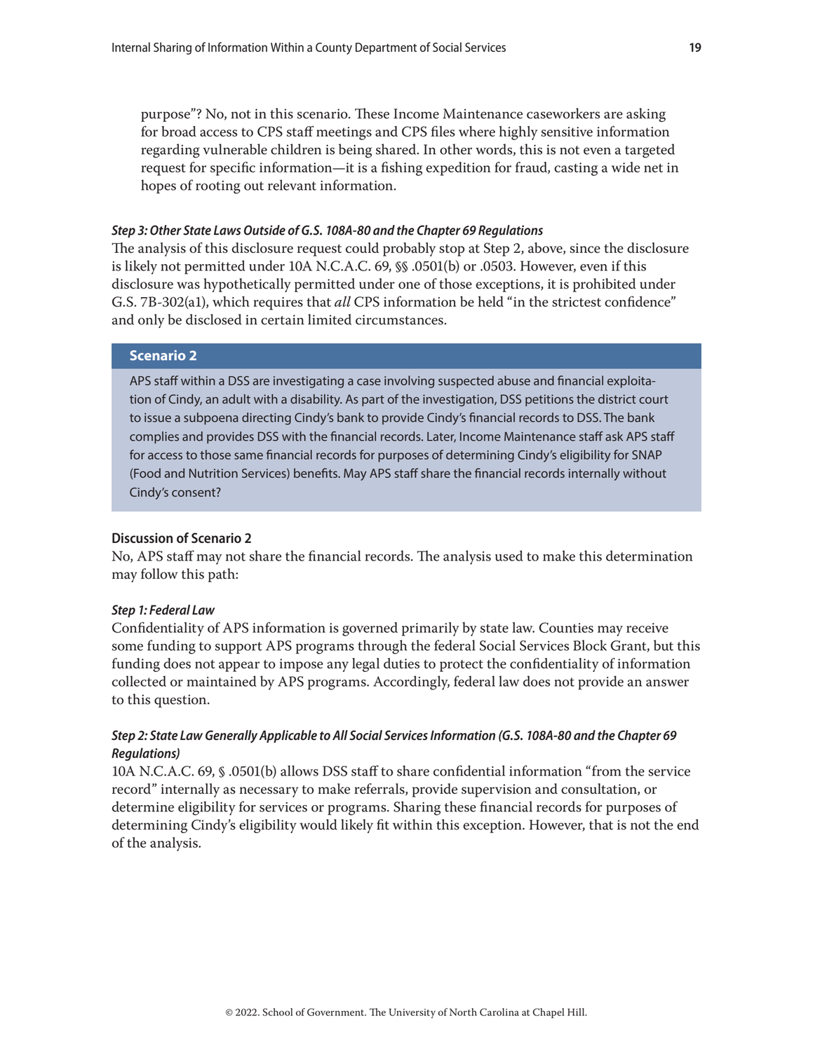purpose"? No, not in this scenario. These Income Maintenance caseworkers are asking for broad access to CPS staff meetings and CPS files where highly sensitive information regarding vulnerable children is being shared. In other words, this is not even a targeted request for specific information—it is a fishing expedition for fraud, casting a wide net in hopes of rooting out relevant information.

***Step 3: Other State Laws Outside of G.S. 108A-80 and the Chapter 69 Regulations***

The analysis of this disclosure request could probably stop at Step 2, above, since the disclosure is likely not permitted under 10A N.C.A.C. 69, §§ .0501(b) or .0503. However, even if this disclosure was hypothetically permitted under one of those exceptions, it is prohibited under G.S. 7B-302(a1), which requires that *all* CPS information be held "in the strictest confidence" and only be disclosed in certain limited circumstances.

## Scenario 2

APS staff within a DSS are investigating a case involving suspected abuse and financial exploitation of Cindy, an adult with a disability. As part of the investigation, DSS petitions the district court to issue a subpoena directing Cindy's bank to provide Cindy's financial records to DSS. The bank complies and provides DSS with the financial records. Later, Income Maintenance staff ask APS staff for access to those same financial records for purposes of determining Cindy's eligibility for SNAP (Food and Nutrition Services) benefits. May APS staff share the financial records internally without Cindy's consent?

### Discussion of Scenario 2

No, APS staff may not share the financial records. The analysis used to make this determination may follow this path:

***Step 1: Federal Law***

Confidentiality of APS information is governed primarily by state law. Counties may receive some funding to support APS programs through the federal Social Services Block Grant, but this funding does not appear to impose any legal duties to protect the confidentiality of information collected or maintained by APS programs. Accordingly, federal law does not provide an answer to this question.

***Step 2: State Law Generally Applicable to All Social Services Information (G.S. 108A-80 and the Chapter 69 Regulations)***

10A N.C.A.C. 69, § .0501(b) allows DSS staff to share confidential information "from the service record" internally as necessary to make referrals, provide supervision and consultation, or determine eligibility for services or programs. Sharing these financial records for purposes of determining Cindy's eligibility would likely fit within this exception. However, that is not the end of the analysis.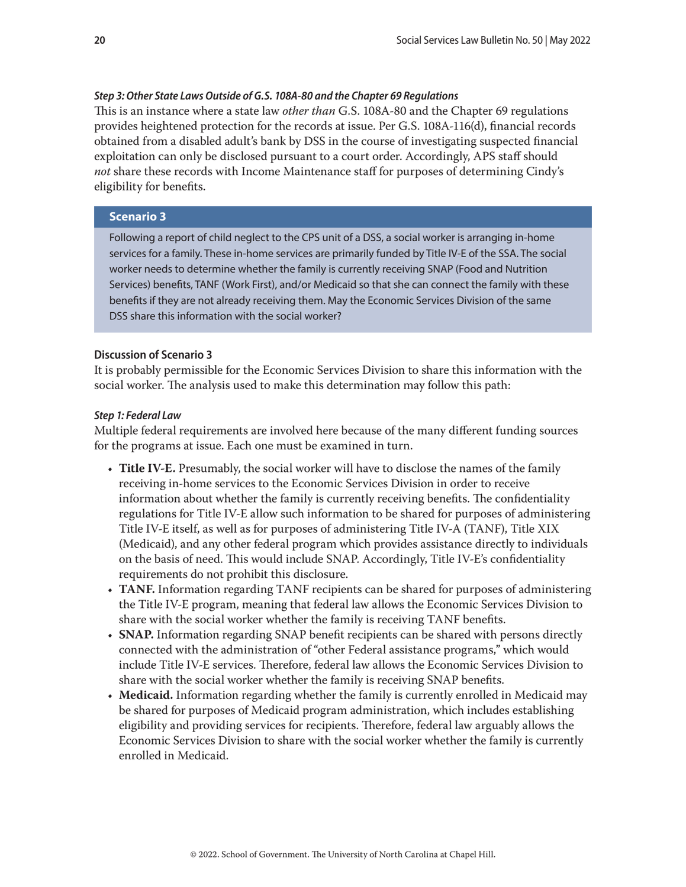#### *Step 3: Other State Laws Outside of G.S. 108A-80 and the Chapter 69 Regulations*

This is an instance where a state law *other than* G.S. 108A-80 and the Chapter 69 regulations provides heightened protection for the records at issue. Per G.S. 108A-116(d), financial records obtained from a disabled adult's bank by DSS in the course of investigating suspected financial exploitation can only be disclosed pursuant to a court order. Accordingly, APS staff should *not* share these records with Income Maintenance staff for purposes of determining Cindy's eligibility for benefits.

> **Scenario 3**
>
> Following a report of child neglect to the CPS unit of a DSS, a social worker is arranging in-home services for a family. These in-home services are primarily funded by Title IV-E of the SSA. The social worker needs to determine whether the family is currently receiving SNAP (Food and Nutrition Services) benefits, TANF (Work First), and/or Medicaid so that she can connect the family with these benefits if they are not already receiving them. May the Economic Services Division of the same DSS share this information with the social worker?

### Discussion of Scenario 3

It is probably permissible for the Economic Services Division to share this information with the social worker. The analysis used to make this determination may follow this path:

#### *Step 1: Federal Law*

Multiple federal requirements are involved here because of the many different funding sources for the programs at issue. Each one must be examined in turn.

- **Title IV-E.** Presumably, the social worker will have to disclose the names of the family receiving in-home services to the Economic Services Division in order to receive information about whether the family is currently receiving benefits. The confidentiality regulations for Title IV-E allow such information to be shared for purposes of administering Title IV-E itself, as well as for purposes of administering Title IV-A (TANF), Title XIX (Medicaid), and any other federal program which provides assistance directly to individuals on the basis of need. This would include SNAP. Accordingly, Title IV-E's confidentiality requirements do not prohibit this disclosure.
- **TANF.** Information regarding TANF recipients can be shared for purposes of administering the Title IV-E program, meaning that federal law allows the Economic Services Division to share with the social worker whether the family is receiving TANF benefits.
- **SNAP.** Information regarding SNAP benefit recipients can be shared with persons directly connected with the administration of "other Federal assistance programs," which would include Title IV-E services. Therefore, federal law allows the Economic Services Division to share with the social worker whether the family is receiving SNAP benefits.
- **Medicaid.** Information regarding whether the family is currently enrolled in Medicaid may be shared for purposes of Medicaid program administration, which includes establishing eligibility and providing services for recipients. Therefore, federal law arguably allows the Economic Services Division to share with the social worker whether the family is currently enrolled in Medicaid.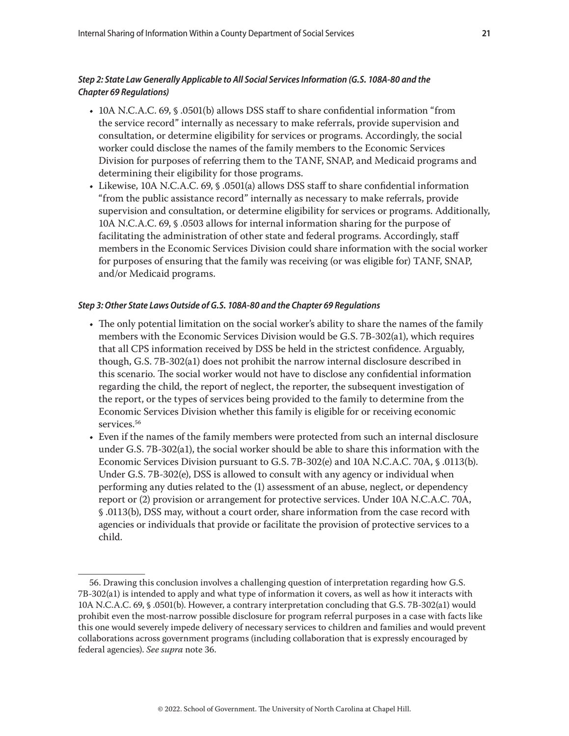***Step 2: State Law Generally Applicable to All Social Services Information (G.S. 108A-80 and the Chapter 69 Regulations)***

- 10A N.C.A.C. 69, § .0501(b) allows DSS staff to share confidential information "from the service record" internally as necessary to make referrals, provide supervision and consultation, or determine eligibility for services or programs. Accordingly, the social worker could disclose the names of the family members to the Economic Services Division for purposes of referring them to the TANF, SNAP, and Medicaid programs and determining their eligibility for those programs.
- Likewise, 10A N.C.A.C. 69, § .0501(a) allows DSS staff to share confidential information "from the public assistance record" internally as necessary to make referrals, provide supervision and consultation, or determine eligibility for services or programs. Additionally, 10A N.C.A.C. 69, § .0503 allows for internal information sharing for the purpose of facilitating the administration of other state and federal programs. Accordingly, staff members in the Economic Services Division could share information with the social worker for purposes of ensuring that the family was receiving (or was eligible for) TANF, SNAP, and/or Medicaid programs.

***Step 3: Other State Laws Outside of G.S. 108A-80 and the Chapter 69 Regulations***

- The only potential limitation on the social worker's ability to share the names of the family members with the Economic Services Division would be G.S. 7B-302(a1), which requires that all CPS information received by DSS be held in the strictest confidence. Arguably, though, G.S. 7B-302(a1) does not prohibit the narrow internal disclosure described in this scenario. The social worker would not have to disclose any confidential information regarding the child, the report of neglect, the reporter, the subsequent investigation of the report, or the types of services being provided to the family to determine from the Economic Services Division whether this family is eligible for or receiving economic services.[56]
- Even if the names of the family members were protected from such an internal disclosure under G.S. 7B-302(a1), the social worker should be able to share this information with the Economic Services Division pursuant to G.S. 7B-302(e) and 10A N.C.A.C. 70A, § .0113(b). Under G.S. 7B-302(e), DSS is allowed to consult with any agency or individual when performing any duties related to the (1) assessment of an abuse, neglect, or dependency report or (2) provision or arrangement for protective services. Under 10A N.C.A.C. 70A, § .0113(b), DSS may, without a court order, share information from the case record with agencies or individuals that provide or facilitate the provision of protective services to a child.

---

56. Drawing this conclusion involves a challenging question of interpretation regarding how G.S. 7B-302(a1) is intended to apply and what type of information it covers, as well as how it interacts with 10A N.C.A.C. 69, § .0501(b). However, a contrary interpretation concluding that G.S. 7B-302(a1) would prohibit even the most-narrow possible disclosure for program referral purposes in a case with facts like this one would severely impede delivery of necessary services to children and families and would prevent collaborations across government programs (including collaboration that is expressly encouraged by federal agencies). *See supra* note 36.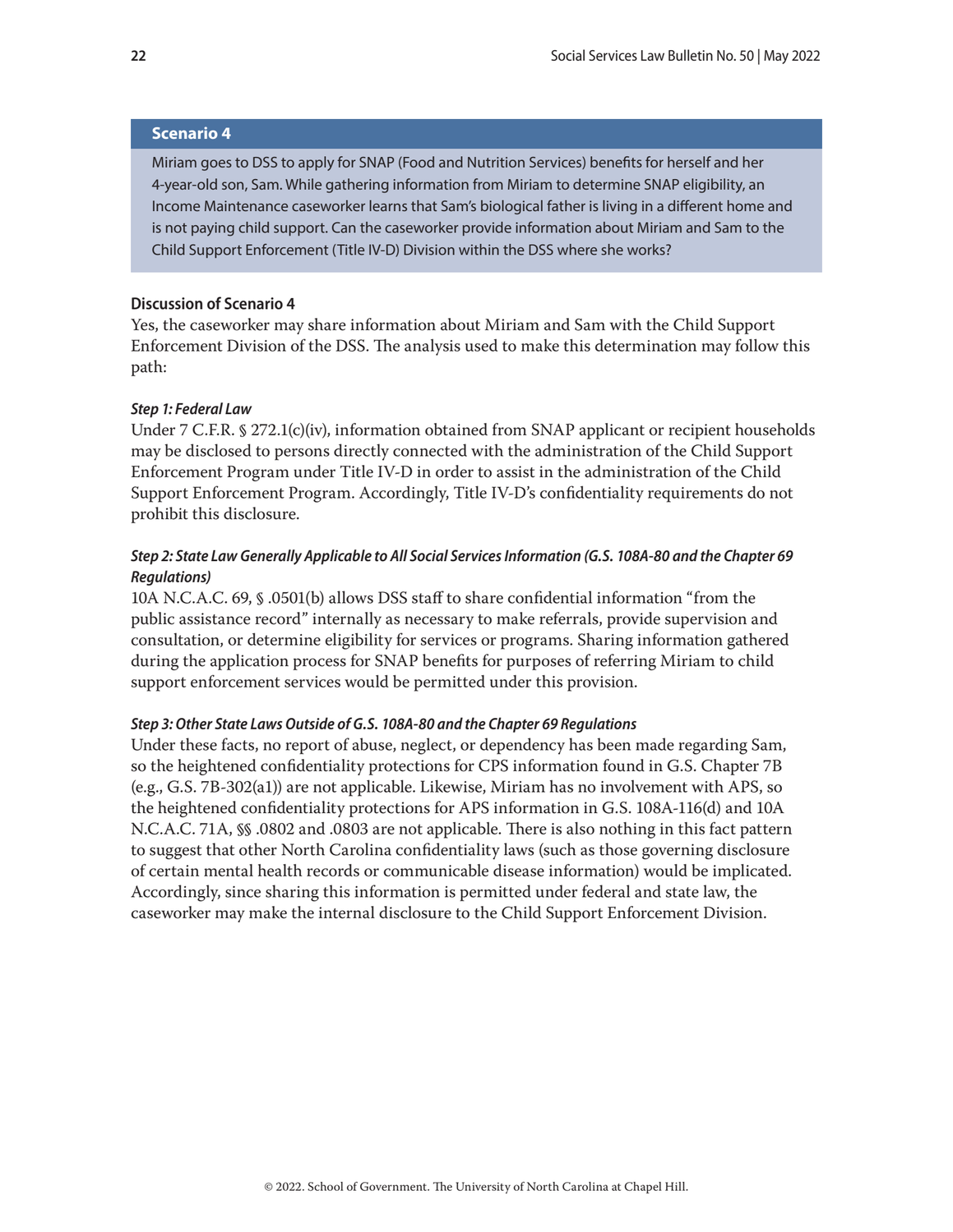### Scenario 4

Miriam goes to DSS to apply for SNAP (Food and Nutrition Services) benefits for herself and her 4-year-old son, Sam. While gathering information from Miriam to determine SNAP eligibility, an Income Maintenance caseworker learns that Sam's biological father is living in a different home and is not paying child support. Can the caseworker provide information about Miriam and Sam to the Child Support Enforcement (Title IV-D) Division within the DSS where she works?

**Discussion of Scenario 4**

Yes, the caseworker may share information about Miriam and Sam with the Child Support Enforcement Division of the DSS. The analysis used to make this determination may follow this path:

***Step 1: Federal Law***

Under 7 C.F.R. § 272.1(c)(iv), information obtained from SNAP applicant or recipient households may be disclosed to persons directly connected with the administration of the Child Support Enforcement Program under Title IV-D in order to assist in the administration of the Child Support Enforcement Program. Accordingly, Title IV-D's confidentiality requirements do not prohibit this disclosure.

***Step 2: State Law Generally Applicable to All Social Services Information (G.S. 108A-80 and the Chapter 69 Regulations)***

10A N.C.A.C. 69, § .0501(b) allows DSS staff to share confidential information "from the public assistance record" internally as necessary to make referrals, provide supervision and consultation, or determine eligibility for services or programs. Sharing information gathered during the application process for SNAP benefits for purposes of referring Miriam to child support enforcement services would be permitted under this provision.

***Step 3: Other State Laws Outside of G.S. 108A-80 and the Chapter 69 Regulations***

Under these facts, no report of abuse, neglect, or dependency has been made regarding Sam, so the heightened confidentiality protections for CPS information found in G.S. Chapter 7B (e.g., G.S. 7B-302(a1)) are not applicable. Likewise, Miriam has no involvement with APS, so the heightened confidentiality protections for APS information in G.S. 108A-116(d) and 10A N.C.A.C. 71A, §§ .0802 and .0803 are not applicable. There is also nothing in this fact pattern to suggest that other North Carolina confidentiality laws (such as those governing disclosure of certain mental health records or communicable disease information) would be implicated. Accordingly, since sharing this information is permitted under federal and state law, the caseworker may make the internal disclosure to the Child Support Enforcement Division.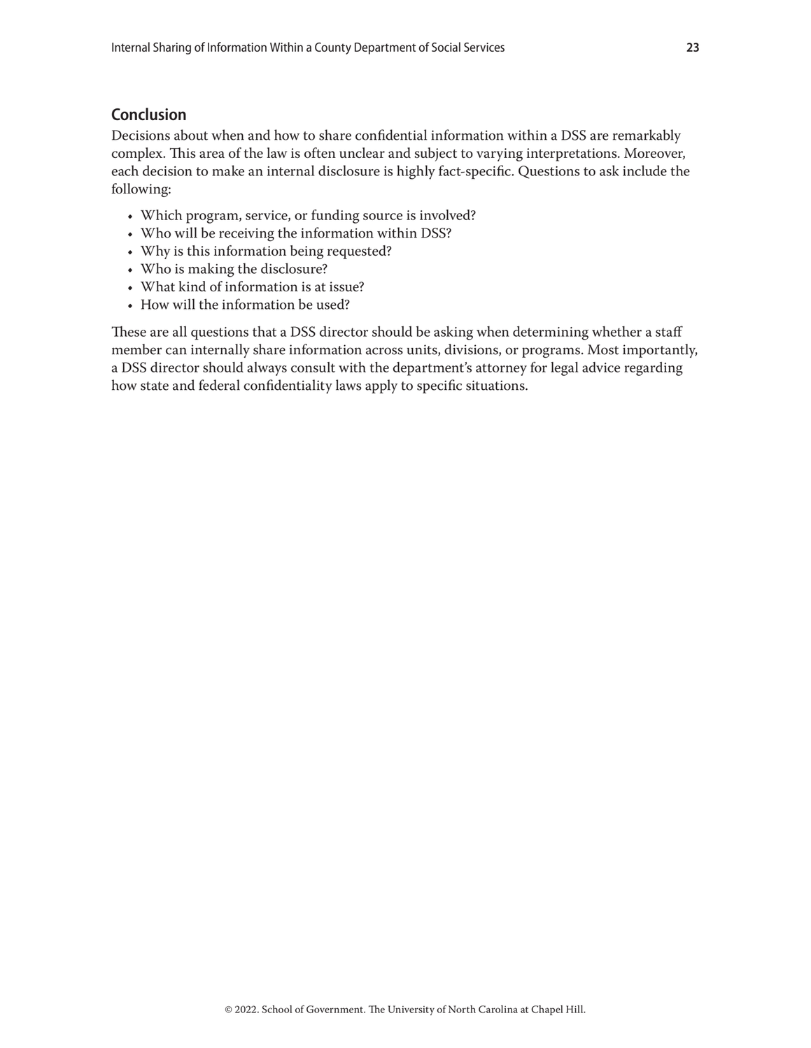## Conclusion

Decisions about when and how to share confidential information within a DSS are remarkably complex. This area of the law is often unclear and subject to varying interpretations. Moreover, each decision to make an internal disclosure is highly fact-specific. Questions to ask include the following:

- Which program, service, or funding source is involved?
- Who will be receiving the information within DSS?
- Why is this information being requested?
- Who is making the disclosure?
- What kind of information is at issue?
- How will the information be used?

These are all questions that a DSS director should be asking when determining whether a staff member can internally share information across units, divisions, or programs. Most importantly, a DSS director should always consult with the department's attorney for legal advice regarding how state and federal confidentiality laws apply to specific situations.

© 2022. School of Government. The University of North Carolina at Chapel Hill.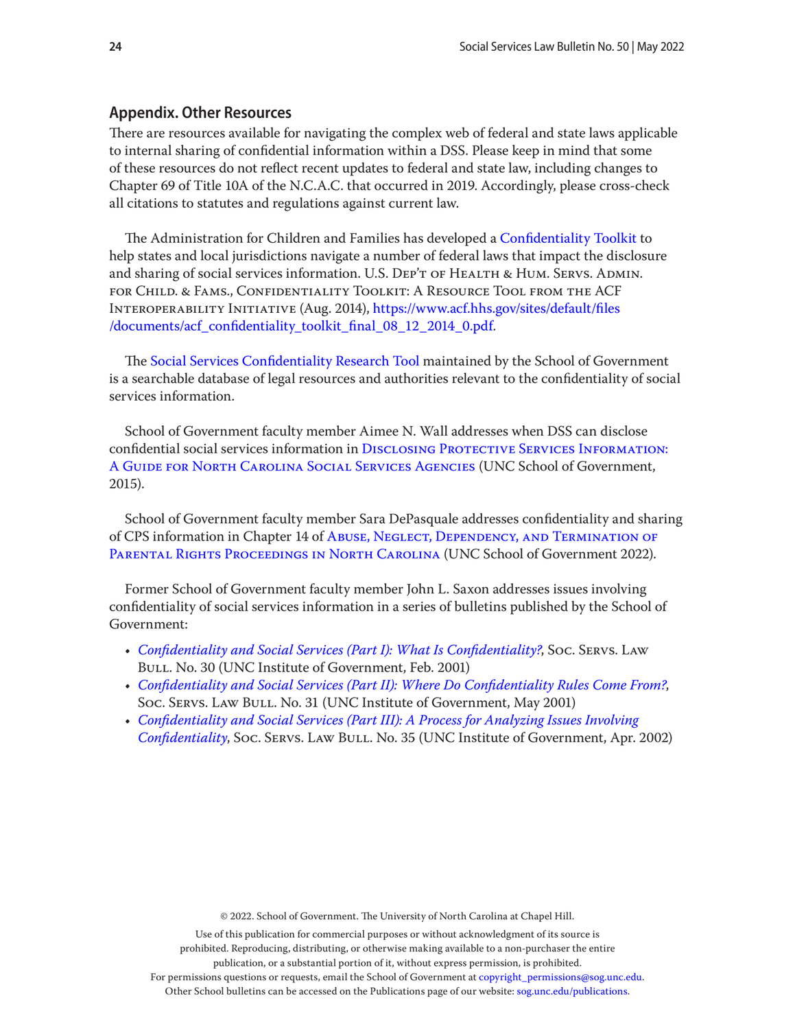## Appendix. Other Resources

There are resources available for navigating the complex web of federal and state laws applicable to internal sharing of confidential information within a DSS. Please keep in mind that some of these resources do not reflect recent updates to federal and state law, including changes to Chapter 69 of Title 10A of the N.C.A.C. that occurred in 2019. Accordingly, please cross-check all citations to statutes and regulations against current law.

The Administration for Children and Families has developed a Confidentiality Toolkit to help states and local jurisdictions navigate a number of federal laws that impact the disclosure and sharing of social services information. U.S. Dep't of Health & Hum. Servs. Admin. for Child. & Fams., Confidentiality Toolkit: A Resource Tool from the ACF Interoperability Initiative (Aug. 2014), https://www.acf.hhs.gov/sites/default/files/documents/acf_confidentiality_toolkit_final_08_12_2014_0.pdf.

The Social Services Confidentiality Research Tool maintained by the School of Government is a searchable database of legal resources and authorities relevant to the confidentiality of social services information.

School of Government faculty member Aimee N. Wall addresses when DSS can disclose confidential social services information in Disclosing Protective Services Information: A Guide for North Carolina Social Services Agencies (UNC School of Government, 2015).

School of Government faculty member Sara DePasquale addresses confidentiality and sharing of CPS information in Chapter 14 of Abuse, Neglect, Dependency, and Termination of Parental Rights Proceedings in North Carolina (UNC School of Government 2022).

Former School of Government faculty member John L. Saxon addresses issues involving confidentiality of social services information in a series of bulletins published by the School of Government:

- *Confidentiality and Social Services (Part I): What Is Confidentiality?*, Soc. Servs. Law Bull. No. 30 (UNC Institute of Government, Feb. 2001)
- *Confidentiality and Social Services (Part II): Where Do Confidentiality Rules Come From?*, Soc. Servs. Law Bull. No. 31 (UNC Institute of Government, May 2001)
- *Confidentiality and Social Services (Part III): A Process for Analyzing Issues Involving Confidentiality*, Soc. Servs. Law Bull. No. 35 (UNC Institute of Government, Apr. 2002)

© 2022. School of Government. The University of North Carolina at Chapel Hill.

Use of this publication for commercial purposes or without acknowledgment of its source is prohibited. Reproducing, distributing, or otherwise making available to a non-purchaser the entire publication, or a substantial portion of it, without express permission, is prohibited.

For permissions questions or requests, email the School of Government at copyright_permissions@sog.unc.edu.

Other School bulletins can be accessed on the Publications page of our website: sog.unc.edu/publications.